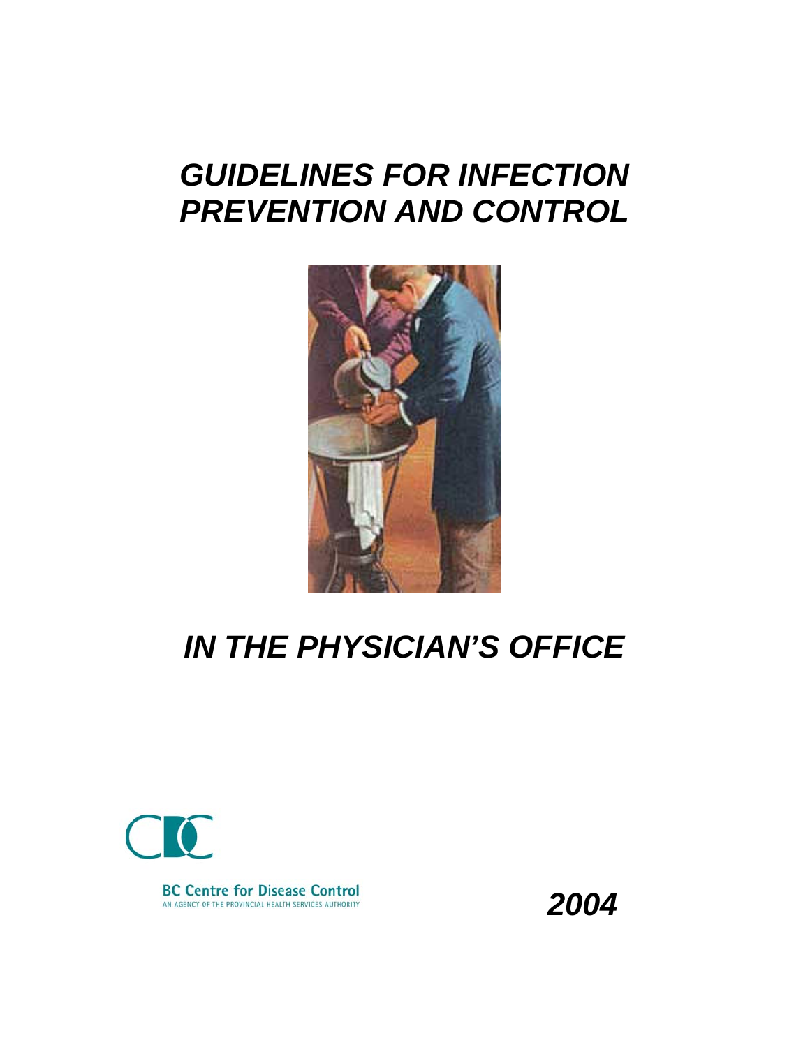# *GUIDELINES FOR INFECTION PREVENTION AND CONTROL*

# *IN THE PHYSICIAN'S OFFICE*

BC Centre for Disease Control

AN AGENCY OF THE PROVINCIAL HEALTH SERVICES AUTHORITY

***2004***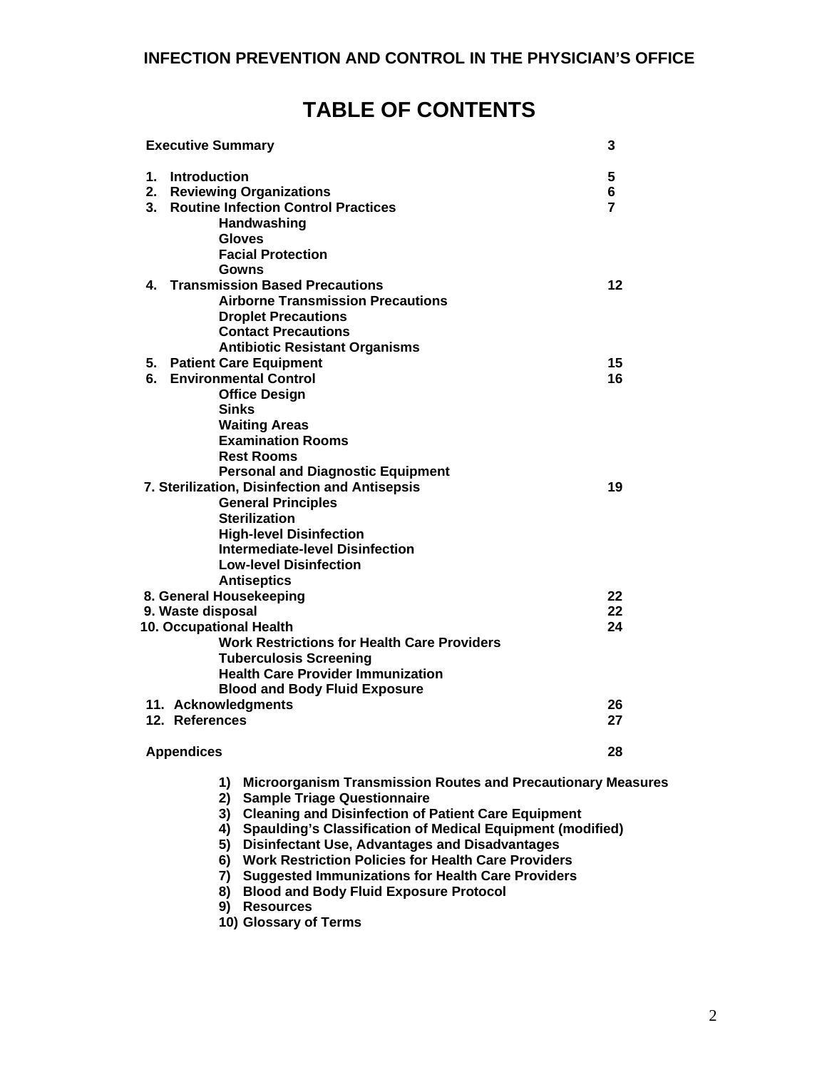# INFECTION PREVENTION AND CONTROL IN THE PHYSICIAN'S OFFICE

## TABLE OF CONTENTS

| | |
|---|---|
| **Executive Summary** | **3** |
| **1. Introduction** | **5** |
| **2. Reviewing Organizations** | **6** |
| **3. Routine Infection Control Practices** | **7** |
| &nbsp;&nbsp;&nbsp;&nbsp;**Handwashing** | |
| &nbsp;&nbsp;&nbsp;&nbsp;**Gloves** | |
| &nbsp;&nbsp;&nbsp;&nbsp;**Facial Protection** | |
| &nbsp;&nbsp;&nbsp;&nbsp;**Gowns** | |
| **4. Transmission Based Precautions** | **12** |
| &nbsp;&nbsp;&nbsp;&nbsp;**Airborne Transmission Precautions** | |
| &nbsp;&nbsp;&nbsp;&nbsp;**Droplet Precautions** | |
| &nbsp;&nbsp;&nbsp;&nbsp;**Contact Precautions** | |
| &nbsp;&nbsp;&nbsp;&nbsp;**Antibiotic Resistant Organisms** | |
| **5. Patient Care Equipment** | **15** |
| **6. Environmental Control** | **16** |
| &nbsp;&nbsp;&nbsp;&nbsp;**Office Design** | |
| &nbsp;&nbsp;&nbsp;&nbsp;**Sinks** | |
| &nbsp;&nbsp;&nbsp;&nbsp;**Waiting Areas** | |
| &nbsp;&nbsp;&nbsp;&nbsp;**Examination Rooms** | |
| &nbsp;&nbsp;&nbsp;&nbsp;**Rest Rooms** | |
| &nbsp;&nbsp;&nbsp;&nbsp;**Personal and Diagnostic Equipment** | |
| **7. Sterilization, Disinfection and Antisepsis** | **19** |
| &nbsp;&nbsp;&nbsp;&nbsp;**General Principles** | |
| &nbsp;&nbsp;&nbsp;&nbsp;**Sterilization** | |
| &nbsp;&nbsp;&nbsp;&nbsp;**High-level Disinfection** | |
| &nbsp;&nbsp;&nbsp;&nbsp;**Intermediate-level Disinfection** | |
| &nbsp;&nbsp;&nbsp;&nbsp;**Low-level Disinfection** | |
| &nbsp;&nbsp;&nbsp;&nbsp;**Antiseptics** | |
| **8. General Housekeeping** | **22** |
| **9. Waste disposal** | **22** |
| **10. Occupational Health** | **24** |
| &nbsp;&nbsp;&nbsp;&nbsp;**Work Restrictions for Health Care Providers** | |
| &nbsp;&nbsp;&nbsp;&nbsp;**Tuberculosis Screening** | |
| &nbsp;&nbsp;&nbsp;&nbsp;**Health Care Provider Immunization** | |
| &nbsp;&nbsp;&nbsp;&nbsp;**Blood and Body Fluid Exposure** | |
| **11. Acknowledgments** | **26** |
| **12. References** | **27** |
| **Appendices** | **28** |

1) **Microorganism Transmission Routes and Precautionary Measures**
2) **Sample Triage Questionnaire**
3) **Cleaning and Disinfection of Patient Care Equipment**
4) **Spaulding's Classification of Medical Equipment (modified)**
5) **Disinfectant Use, Advantages and Disadvantages**
6) **Work Restriction Policies for Health Care Providers**
7) **Suggested Immunizations for Health Care Providers**
8) **Blood and Body Fluid Exposure Protocol**
9) **Resources**
10) **Glossary of Terms**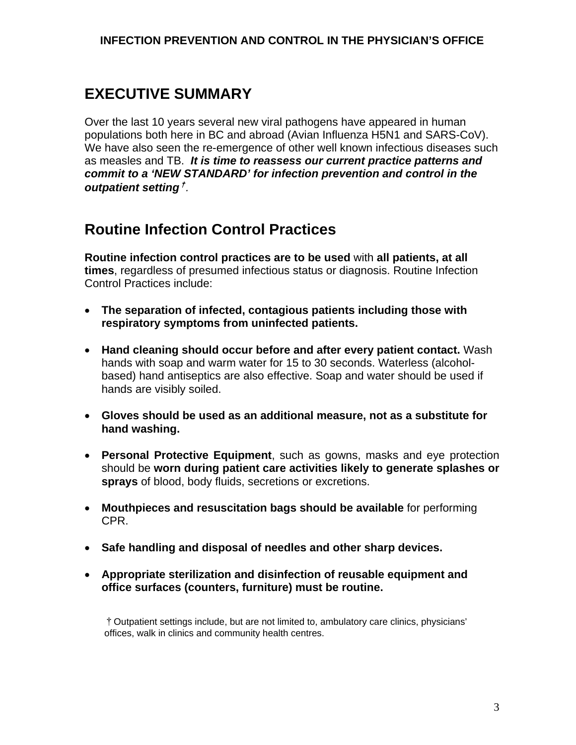# EXECUTIVE SUMMARY

Over the last 10 years several new viral pathogens have appeared in human populations both here in BC and abroad (Avian Influenza H5N1 and SARS-CoV). We have also seen the re-emergence of other well known infectious diseases such as measles and TB. ***It is time to reassess our current practice patterns and commit to a 'NEW STANDARD' for infection prevention and control in the outpatient setting*** †.

## Routine Infection Control Practices

**Routine infection control practices are to be used** with **all patients, at all times**, regardless of presumed infectious status or diagnosis. Routine Infection Control Practices include:

- **The separation of infected, contagious patients including those with respiratory symptoms from uninfected patients.**
- **Hand cleaning should occur before and after every patient contact.** Wash hands with soap and warm water for 15 to 30 seconds. Waterless (alcohol-based) hand antiseptics are also effective. Soap and water should be used if hands are visibly soiled.
- **Gloves should be used as an additional measure, not as a substitute for hand washing.**
- **Personal Protective Equipment**, such as gowns, masks and eye protection should be **worn during patient care activities likely to generate splashes or sprays** of blood, body fluids, secretions or excretions.
- **Mouthpieces and resuscitation bags should be available** for performing CPR.
- **Safe handling and disposal of needles and other sharp devices.**
- **Appropriate sterilization and disinfection of reusable equipment and office surfaces (counters, furniture) must be routine.**

† Outpatient settings include, but are not limited to, ambulatory care clinics, physicians' offices, walk in clinics and community health centres.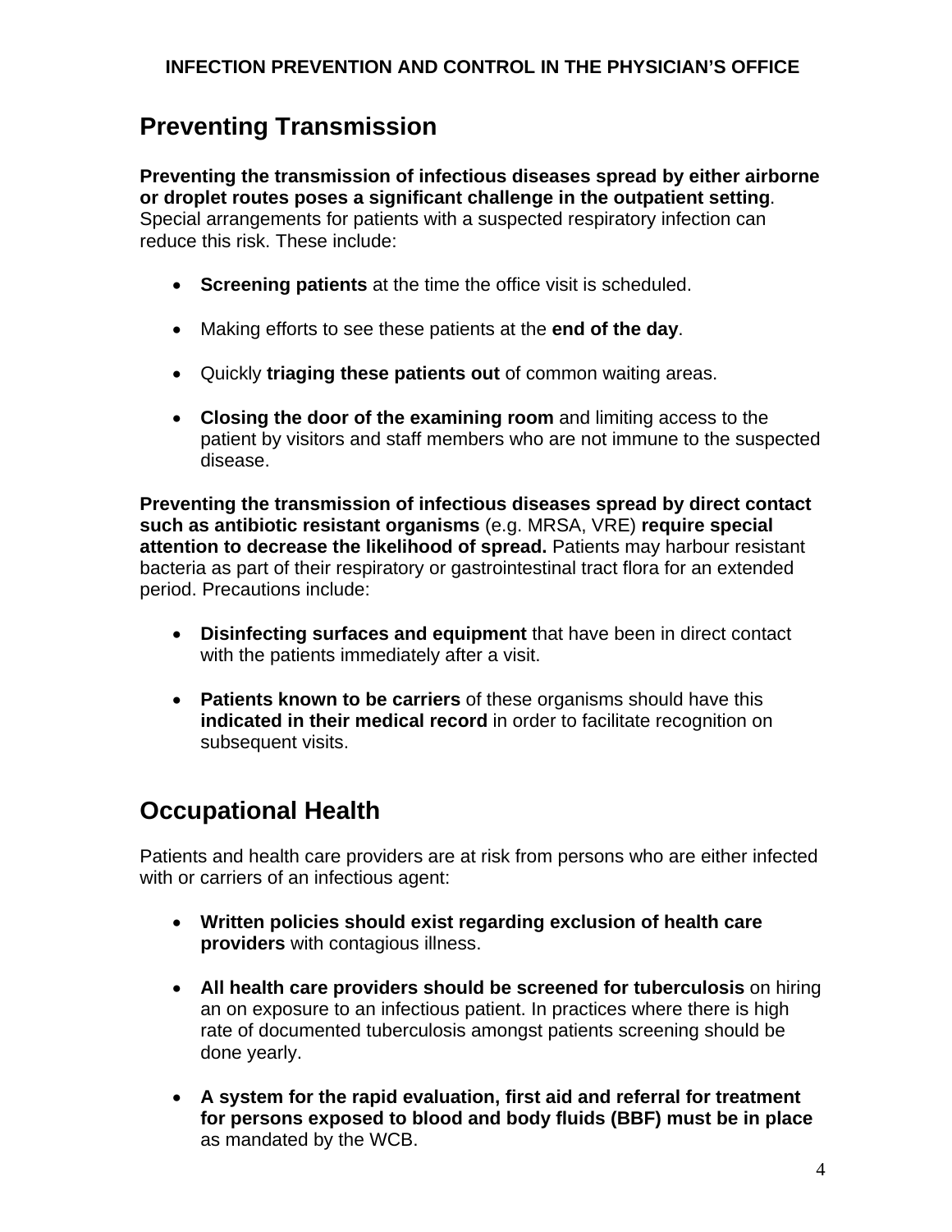## Preventing Transmission

**Preventing the transmission of infectious diseases spread by either airborne or droplet routes poses a significant challenge in the outpatient setting**. Special arrangements for patients with a suspected respiratory infection can reduce this risk. These include:

- **Screening patients** at the time the office visit is scheduled.
- Making efforts to see these patients at the **end of the day**.
- Quickly **triaging these patients out** of common waiting areas.
- **Closing the door of the examining room** and limiting access to the patient by visitors and staff members who are not immune to the suspected disease.

**Preventing the transmission of infectious diseases spread by direct contact such as antibiotic resistant organisms** (e.g. MRSA, VRE) **require special attention to decrease the likelihood of spread.** Patients may harbour resistant bacteria as part of their respiratory or gastrointestinal tract flora for an extended period. Precautions include:

- **Disinfecting surfaces and equipment** that have been in direct contact with the patients immediately after a visit.
- **Patients known to be carriers** of these organisms should have this **indicated in their medical record** in order to facilitate recognition on subsequent visits.

## Occupational Health

Patients and health care providers are at risk from persons who are either infected with or carriers of an infectious agent:

- **Written policies should exist regarding exclusion of health care providers** with contagious illness.
- **All health care providers should be screened for tuberculosis** on hiring an on exposure to an infectious patient. In practices where there is high rate of documented tuberculosis amongst patients screening should be done yearly.
- **A system for the rapid evaluation, first aid and referral for treatment for persons exposed to blood and body fluids (BBF) must be in place** as mandated by the WCB.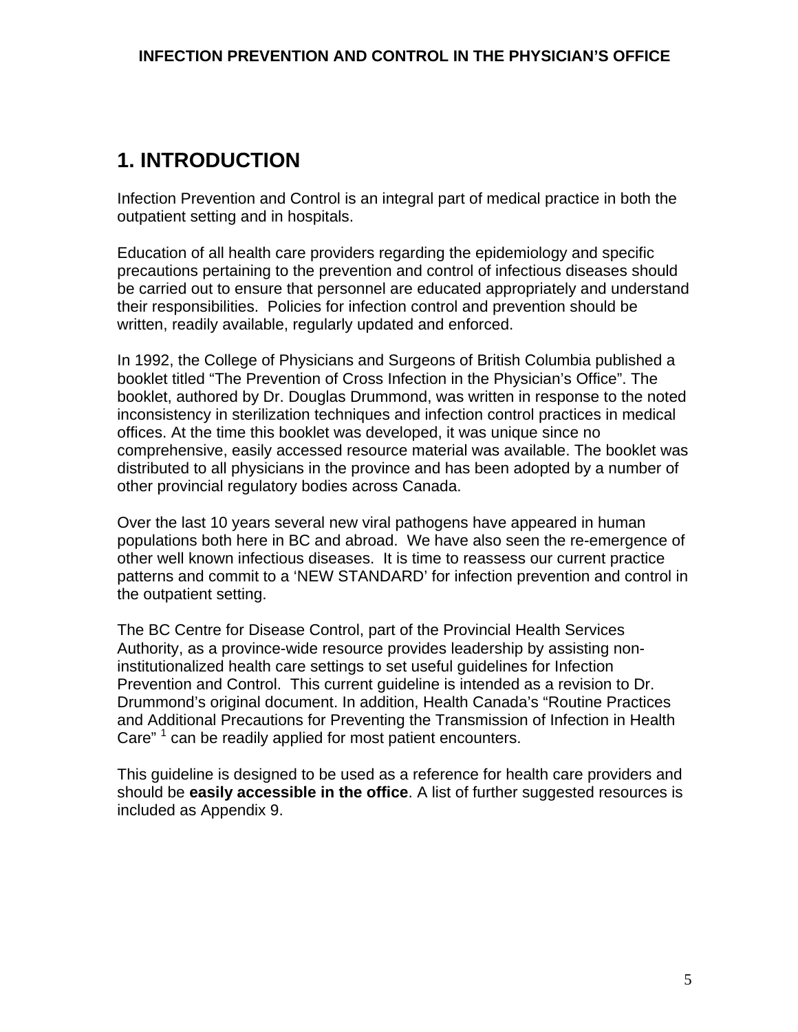# 1. INTRODUCTION

Infection Prevention and Control is an integral part of medical practice in both the outpatient setting and in hospitals.

Education of all health care providers regarding the epidemiology and specific precautions pertaining to the prevention and control of infectious diseases should be carried out to ensure that personnel are educated appropriately and understand their responsibilities. Policies for infection control and prevention should be written, readily available, regularly updated and enforced.

In 1992, the College of Physicians and Surgeons of British Columbia published a booklet titled "The Prevention of Cross Infection in the Physician's Office". The booklet, authored by Dr. Douglas Drummond, was written in response to the noted inconsistency in sterilization techniques and infection control practices in medical offices. At the time this booklet was developed, it was unique since no comprehensive, easily accessed resource material was available. The booklet was distributed to all physicians in the province and has been adopted by a number of other provincial regulatory bodies across Canada.

Over the last 10 years several new viral pathogens have appeared in human populations both here in BC and abroad. We have also seen the re-emergence of other well known infectious diseases. It is time to reassess our current practice patterns and commit to a 'NEW STANDARD' for infection prevention and control in the outpatient setting.

The BC Centre for Disease Control, part of the Provincial Health Services Authority, as a province-wide resource provides leadership by assisting non-institutionalized health care settings to set useful guidelines for Infection Prevention and Control. This current guideline is intended as a revision to Dr. Drummond's original document. In addition, Health Canada's "Routine Practices and Additional Precautions for Preventing the Transmission of Infection in Health Care" [1] can be readily applied for most patient encounters.

This guideline is designed to be used as a reference for health care providers and should be **easily accessible in the office**. A list of further suggested resources is included as Appendix 9.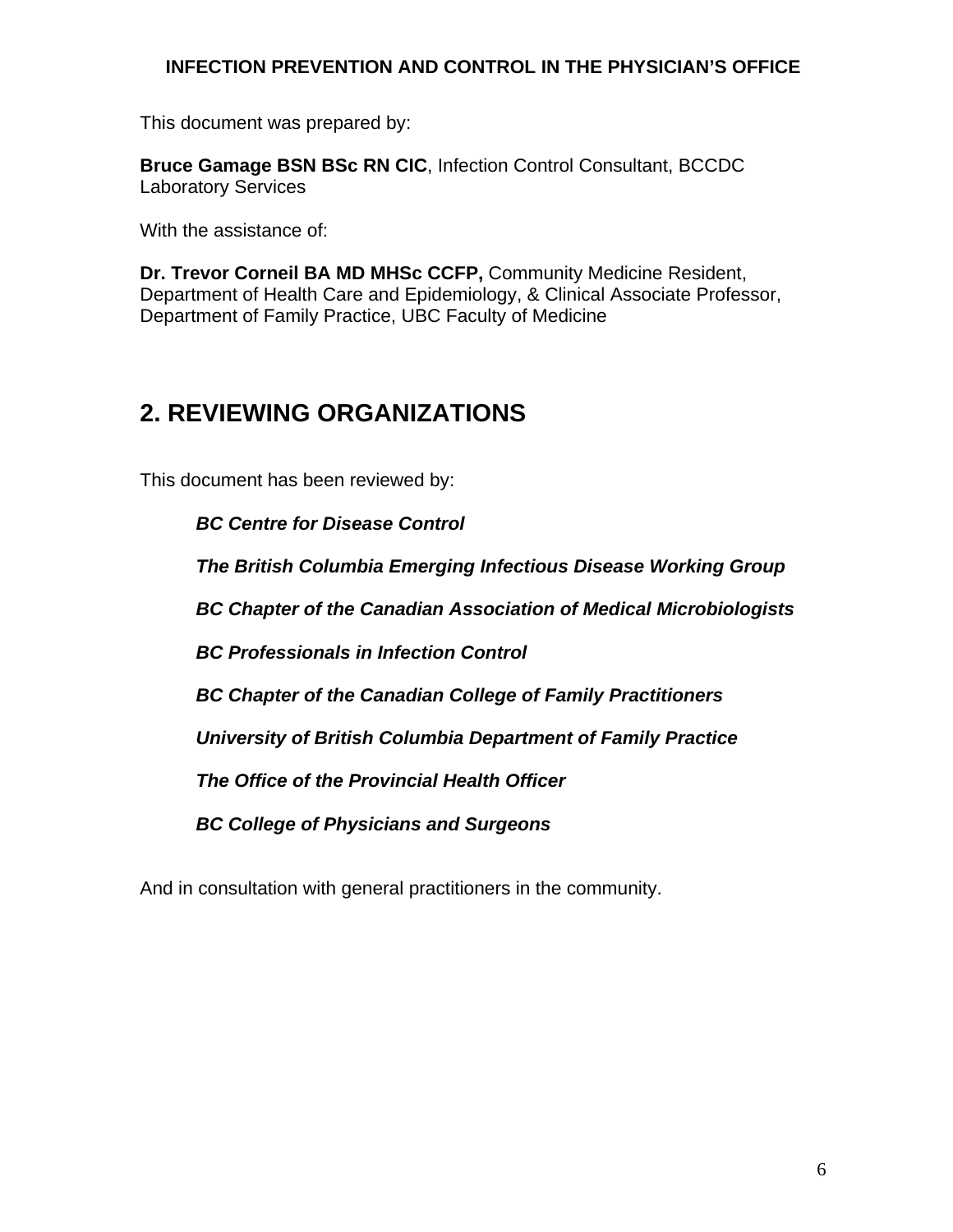This document was prepared by:

**Bruce Gamage BSN BSc RN CIC**, Infection Control Consultant, BCCDC Laboratory Services

With the assistance of:

**Dr. Trevor Corneil BA MD MHSc CCFP,** Community Medicine Resident, Department of Health Care and Epidemiology, & Clinical Associate Professor, Department of Family Practice, UBC Faculty of Medicine

## 2. REVIEWING ORGANIZATIONS

This document has been reviewed by:

***BC Centre for Disease Control***

***The British Columbia Emerging Infectious Disease Working Group***

***BC Chapter of the Canadian Association of Medical Microbiologists***

***BC Professionals in Infection Control***

***BC Chapter of the Canadian College of Family Practitioners***

***University of British Columbia Department of Family Practice***

***The Office of the Provincial Health Officer***

***BC College of Physicians and Surgeons***

And in consultation with general practitioners in the community.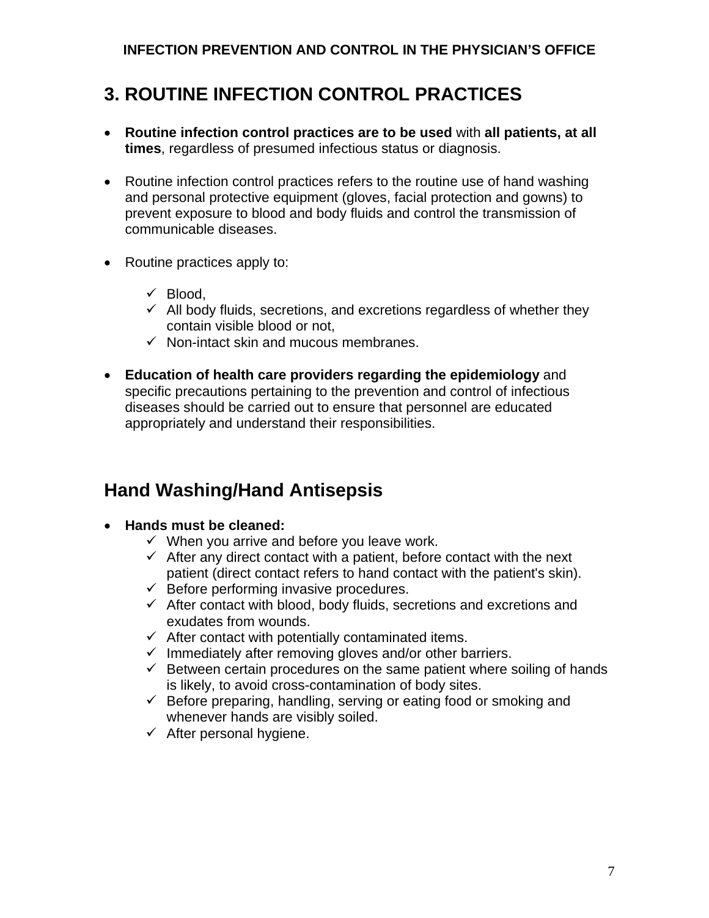# 3. ROUTINE INFECTION CONTROL PRACTICES

- **Routine infection control practices are to be used** with **all patients, at all times**, regardless of presumed infectious status or diagnosis.

- Routine infection control practices refers to the routine use of hand washing and personal protective equipment (gloves, facial protection and gowns) to prevent exposure to blood and body fluids and control the transmission of communicable diseases.

- Routine practices apply to:

  - ✓ Blood,
  - ✓ All body fluids, secretions, and excretions regardless of whether they contain visible blood or not,
  - ✓ Non-intact skin and mucous membranes.

- **Education of health care providers regarding the epidemiology** and specific precautions pertaining to the prevention and control of infectious diseases should be carried out to ensure that personnel are educated appropriately and understand their responsibilities.

## Hand Washing/Hand Antisepsis

- **Hands must be cleaned:**
  - ✓ When you arrive and before you leave work.
  - ✓ After any direct contact with a patient, before contact with the next patient (direct contact refers to hand contact with the patient's skin).
  - ✓ Before performing invasive procedures.
  - ✓ After contact with blood, body fluids, secretions and excretions and exudates from wounds.
  - ✓ After contact with potentially contaminated items.
  - ✓ Immediately after removing gloves and/or other barriers.
  - ✓ Between certain procedures on the same patient where soiling of hands is likely, to avoid cross-contamination of body sites.
  - ✓ Before preparing, handling, serving or eating food or smoking and whenever hands are visibly soiled.
  - ✓ After personal hygiene.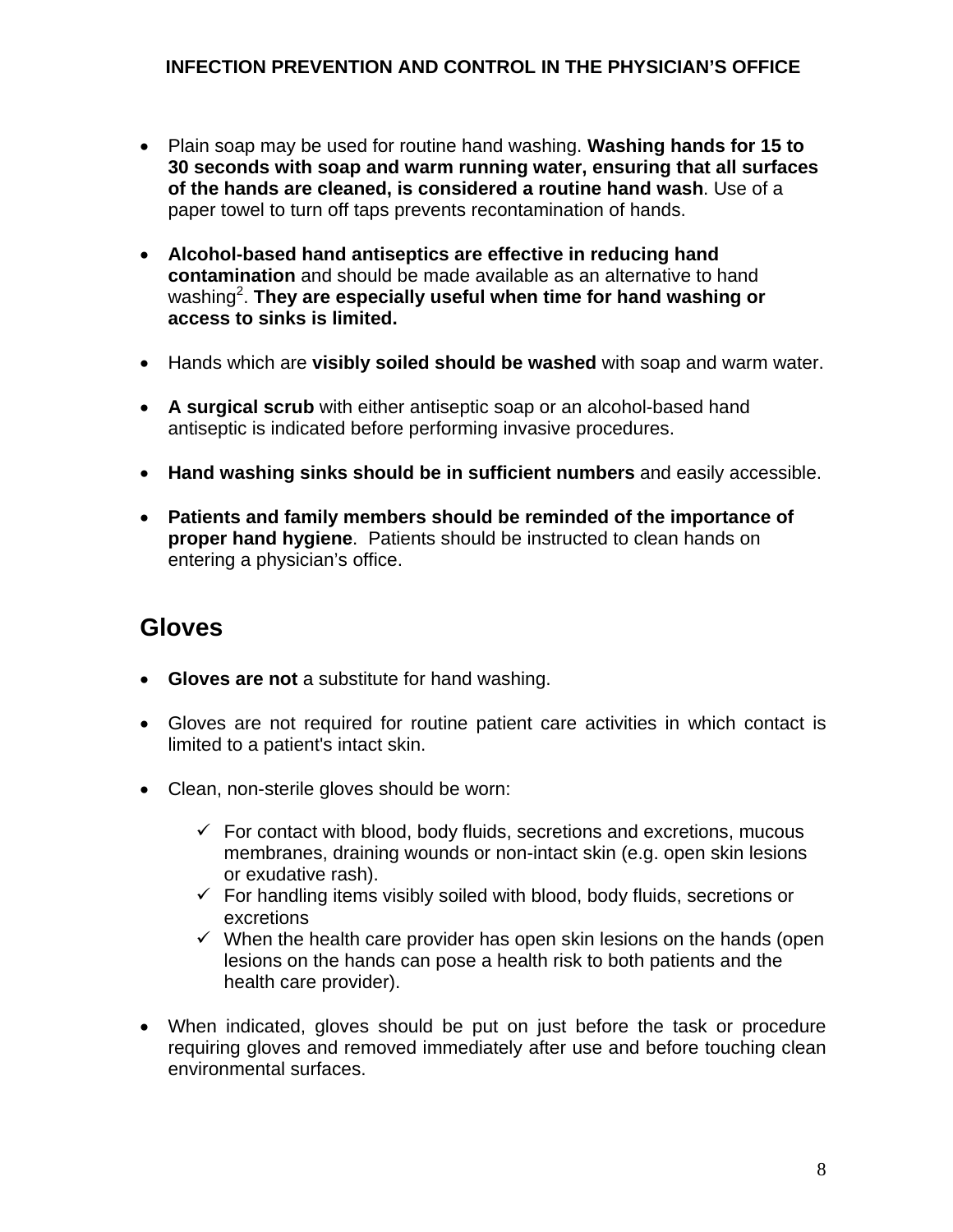- Plain soap may be used for routine hand washing. **Washing hands for 15 to 30 seconds with soap and warm running water, ensuring that all surfaces of the hands are cleaned, is considered a routine hand wash**. Use of a paper towel to turn off taps prevents recontamination of hands.

- **Alcohol-based hand antiseptics are effective in reducing hand contamination** and should be made available as an alternative to hand washing[2]. **They are especially useful when time for hand washing or access to sinks is limited.**

- Hands which are **visibly soiled should be washed** with soap and warm water.

- **A surgical scrub** with either antiseptic soap or an alcohol-based hand antiseptic is indicated before performing invasive procedures.

- **Hand washing sinks should be in sufficient numbers** and easily accessible.

- **Patients and family members should be reminded of the importance of proper hand hygiene**. Patients should be instructed to clean hands on entering a physician's office.

## Gloves

- **Gloves are not** a substitute for hand washing.

- Gloves are not required for routine patient care activities in which contact is limited to a patient's intact skin.

- Clean, non-sterile gloves should be worn:

  - ✓ For contact with blood, body fluids, secretions and excretions, mucous membranes, draining wounds or non-intact skin (e.g. open skin lesions or exudative rash).
  - ✓ For handling items visibly soiled with blood, body fluids, secretions or excretions
  - ✓ When the health care provider has open skin lesions on the hands (open lesions on the hands can pose a health risk to both patients and the health care provider).

- When indicated, gloves should be put on just before the task or procedure requiring gloves and removed immediately after use and before touching clean environmental surfaces.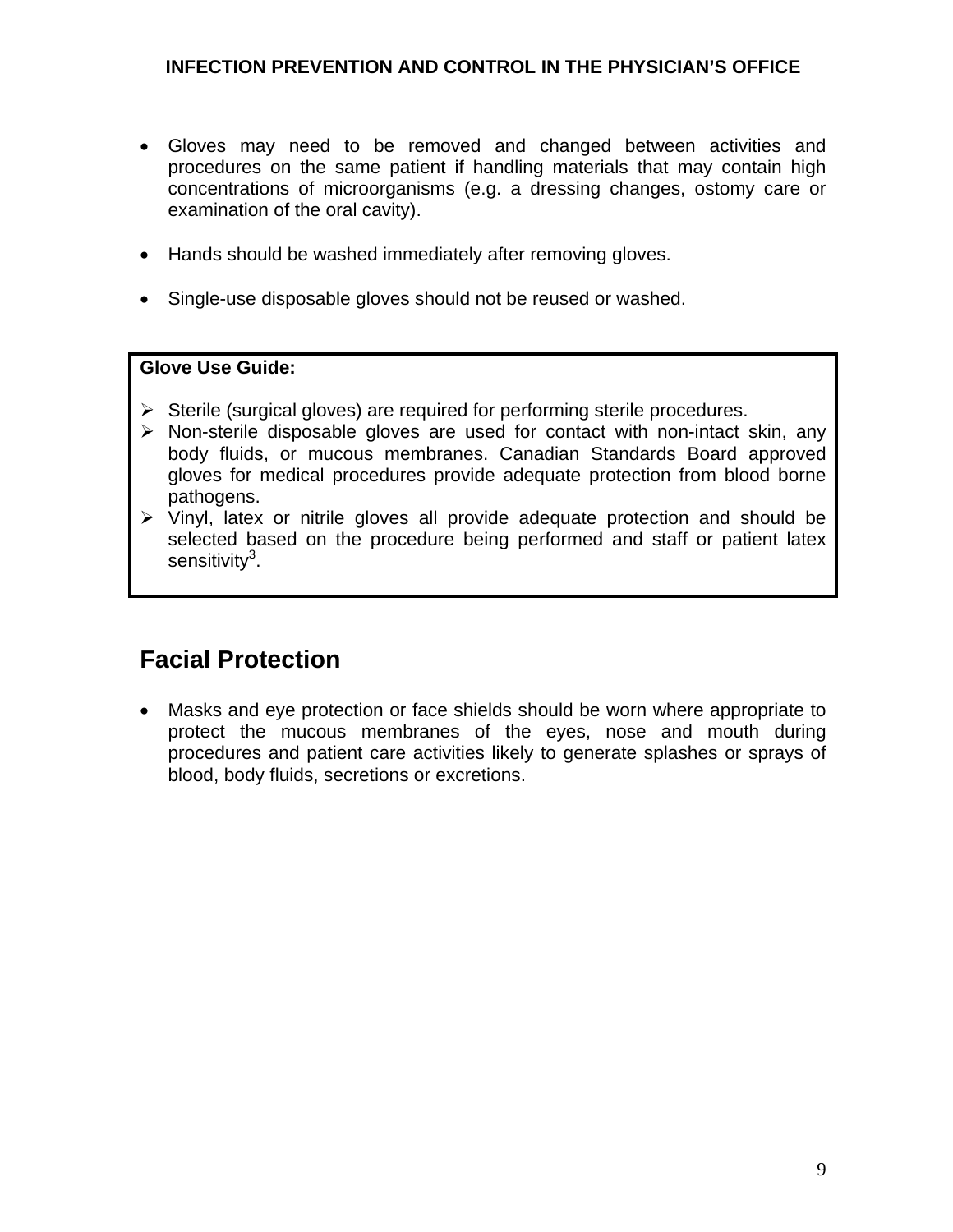- Gloves may need to be removed and changed between activities and procedures on the same patient if handling materials that may contain high concentrations of microorganisms (e.g. a dressing changes, ostomy care or examination of the oral cavity).

- Hands should be washed immediately after removing gloves.

- Single-use disposable gloves should not be reused or washed.

**Glove Use Guide:**

- Sterile (surgical gloves) are required for performing sterile procedures.
- Non-sterile disposable gloves are used for contact with non-intact skin, any body fluids, or mucous membranes. Canadian Standards Board approved gloves for medical procedures provide adequate protection from blood borne pathogens.
- Vinyl, latex or nitrile gloves all provide adequate protection and should be selected based on the procedure being performed and staff or patient latex sensitivity[3].

## Facial Protection

- Masks and eye protection or face shields should be worn where appropriate to protect the mucous membranes of the eyes, nose and mouth during procedures and patient care activities likely to generate splashes or sprays of blood, body fluids, secretions or excretions.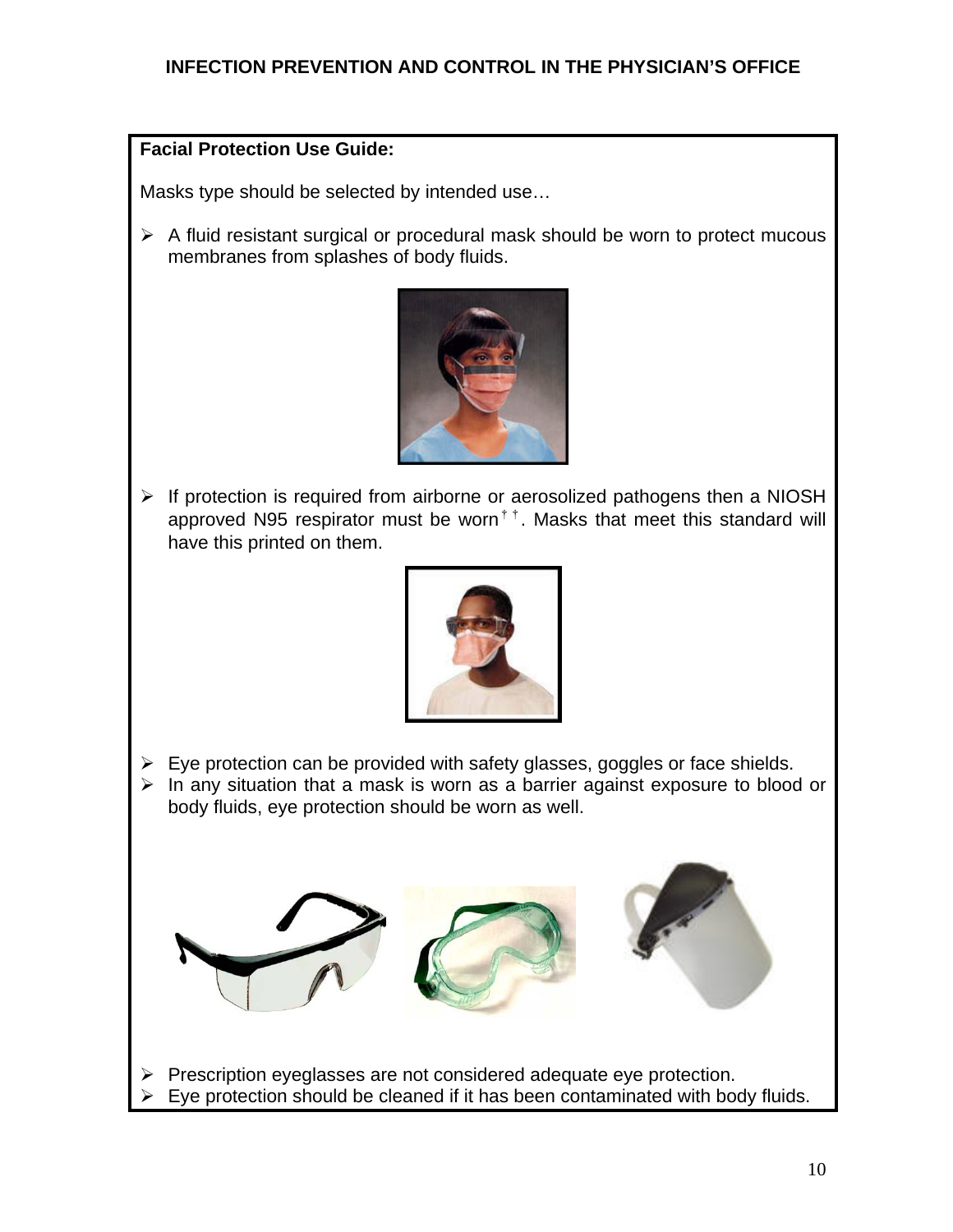**Facial Protection Use Guide:**

Masks type should be selected by intended use…

- A fluid resistant surgical or procedural mask should be worn to protect mucous membranes from splashes of body fluids.

- If protection is required from airborne or aerosolized pathogens then a NIOSH approved N95 respirator must be worn[††]. Masks that meet this standard will have this printed on them.

- Eye protection can be provided with safety glasses, goggles or face shields.
- In any situation that a mask is worn as a barrier against exposure to blood or body fluids, eye protection should be worn as well.

- Prescription eyeglasses are not considered adequate eye protection.
- Eye protection should be cleaned if it has been contaminated with body fluids.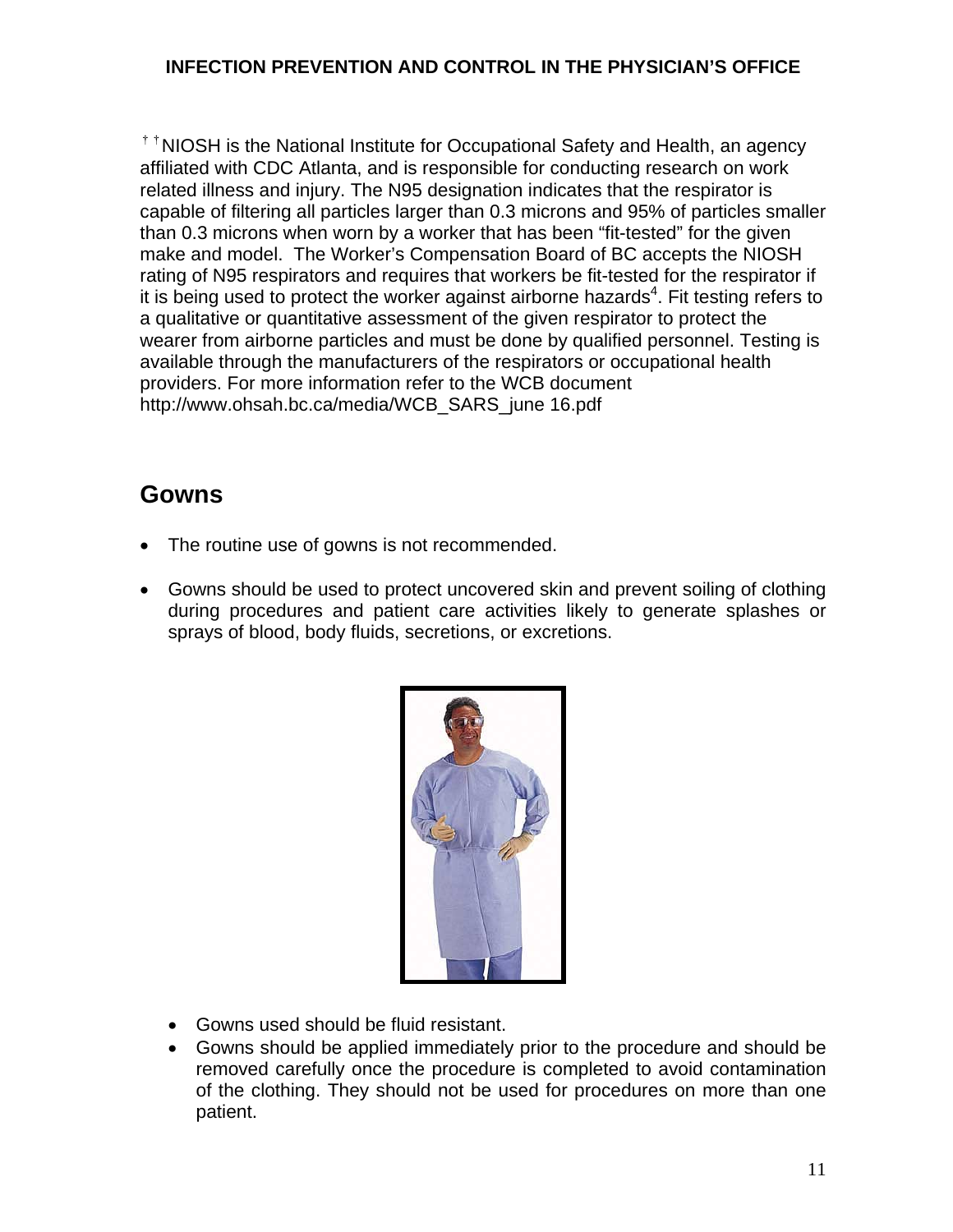† † NIOSH is the National Institute for Occupational Safety and Health, an agency affiliated with CDC Atlanta, and is responsible for conducting research on work related illness and injury. The N95 designation indicates that the respirator is capable of filtering all particles larger than 0.3 microns and 95% of particles smaller than 0.3 microns when worn by a worker that has been "fit-tested" for the given make and model. The Worker's Compensation Board of BC accepts the NIOSH rating of N95 respirators and requires that workers be fit-tested for the respirator if it is being used to protect the worker against airborne hazards[4]. Fit testing refers to a qualitative or quantitative assessment of the given respirator to protect the wearer from airborne particles and must be done by qualified personnel. Testing is available through the manufacturers of the respirators or occupational health providers. For more information refer to the WCB document http://www.ohsah.bc.ca/media/WCB_SARS_june 16.pdf

## Gowns

- The routine use of gowns is not recommended.
- Gowns should be used to protect uncovered skin and prevent soiling of clothing during procedures and patient care activities likely to generate splashes or sprays of blood, body fluids, secretions, or excretions.

  - Gowns used should be fluid resistant.
  - Gowns should be applied immediately prior to the procedure and should be removed carefully once the procedure is completed to avoid contamination of the clothing. They should not be used for procedures on more than one patient.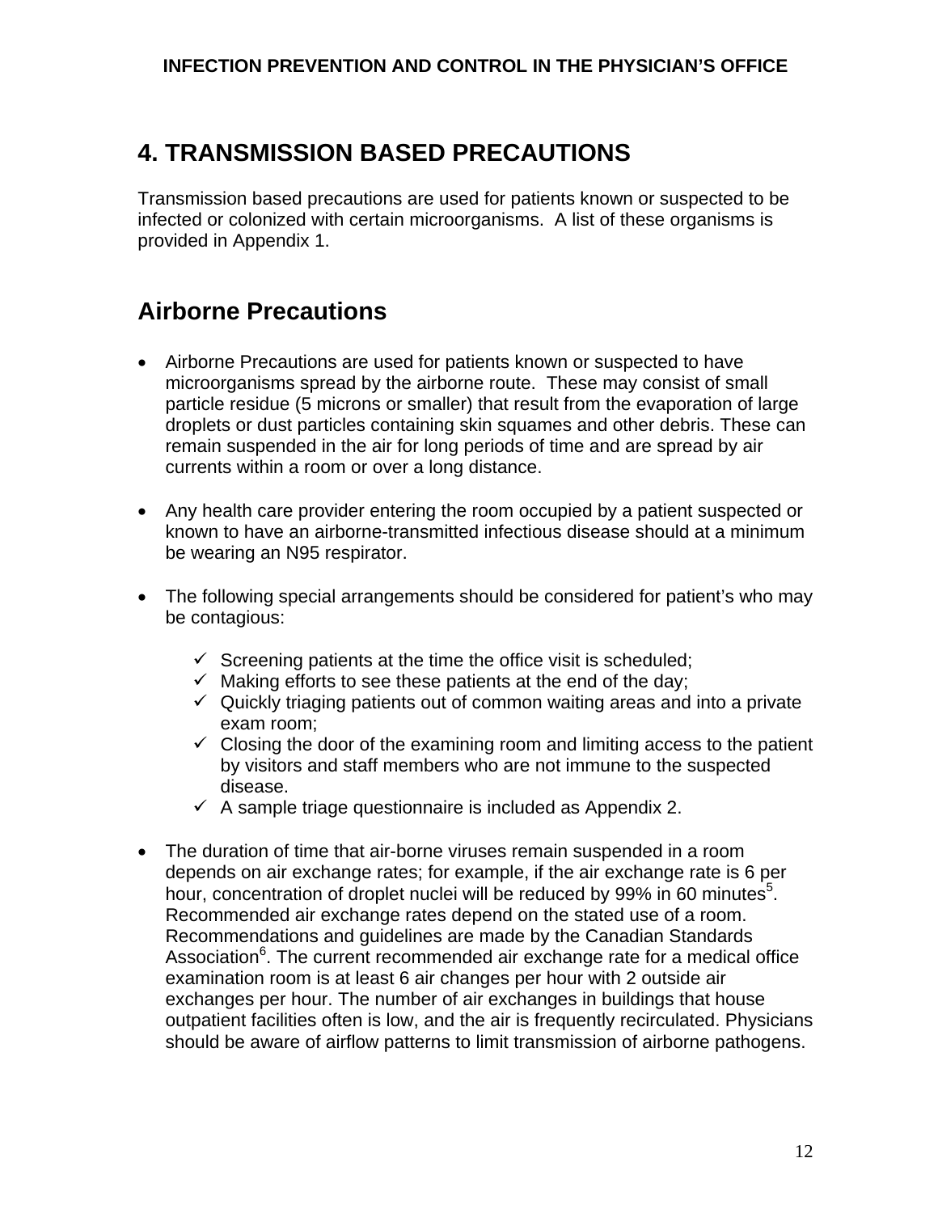# 4. TRANSMISSION BASED PRECAUTIONS

Transmission based precautions are used for patients known or suspected to be infected or colonized with certain microorganisms. A list of these organisms is provided in Appendix 1.

## Airborne Precautions

- Airborne Precautions are used for patients known or suspected to have microorganisms spread by the airborne route. These may consist of small particle residue (5 microns or smaller) that result from the evaporation of large droplets or dust particles containing skin squames and other debris. These can remain suspended in the air for long periods of time and are spread by air currents within a room or over a long distance.

- Any health care provider entering the room occupied by a patient suspected or known to have an airborne-transmitted infectious disease should at a minimum be wearing an N95 respirator.

- The following special arrangements should be considered for patient's who may be contagious:

  - ✓ Screening patients at the time the office visit is scheduled;
  - ✓ Making efforts to see these patients at the end of the day;
  - ✓ Quickly triaging patients out of common waiting areas and into a private exam room;
  - ✓ Closing the door of the examining room and limiting access to the patient by visitors and staff members who are not immune to the suspected disease.
  - ✓ A sample triage questionnaire is included as Appendix 2.

- The duration of time that air-borne viruses remain suspended in a room depends on air exchange rates; for example, if the air exchange rate is 6 per hour, concentration of droplet nuclei will be reduced by 99% in 60 minutes[5]. Recommended air exchange rates depend on the stated use of a room. Recommendations and guidelines are made by the Canadian Standards Association[6]. The current recommended air exchange rate for a medical office examination room is at least 6 air changes per hour with 2 outside air exchanges per hour. The number of air exchanges in buildings that house outpatient facilities often is low, and the air is frequently recirculated. Physicians should be aware of airflow patterns to limit transmission of airborne pathogens.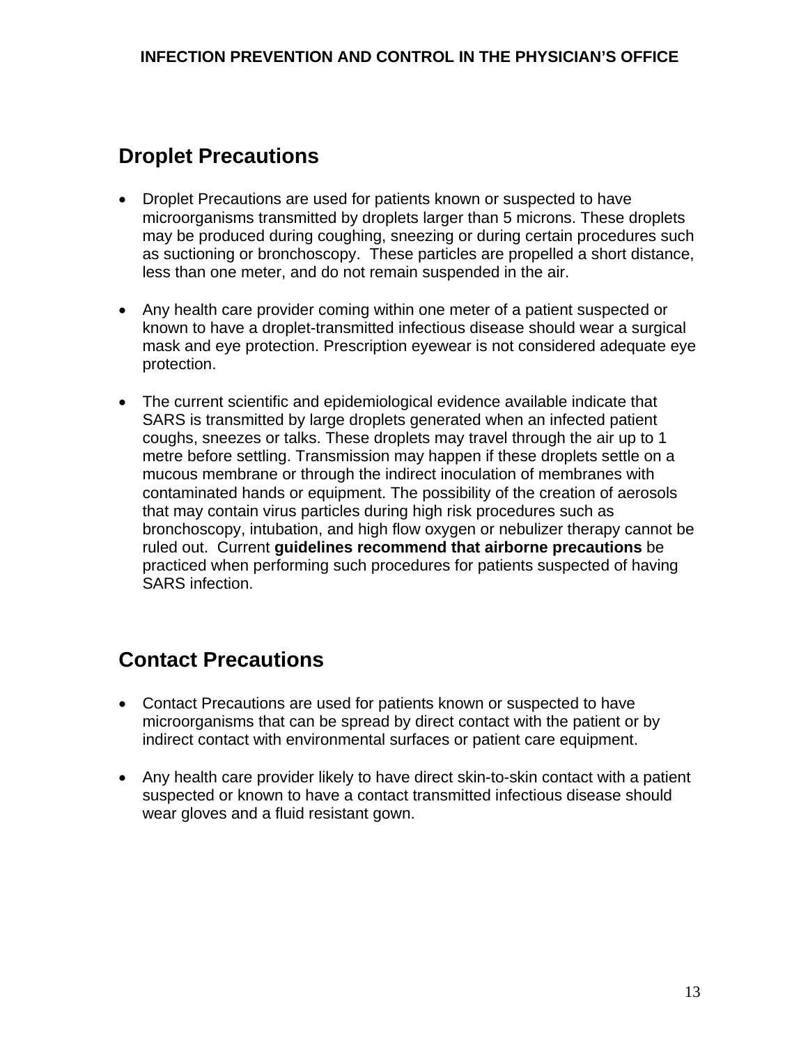## Droplet Precautions

- Droplet Precautions are used for patients known or suspected to have microorganisms transmitted by droplets larger than 5 microns. These droplets may be produced during coughing, sneezing or during certain procedures such as suctioning or bronchoscopy. These particles are propelled a short distance, less than one meter, and do not remain suspended in the air.

- Any health care provider coming within one meter of a patient suspected or known to have a droplet-transmitted infectious disease should wear a surgical mask and eye protection. Prescription eyewear is not considered adequate eye protection.

- The current scientific and epidemiological evidence available indicate that SARS is transmitted by large droplets generated when an infected patient coughs, sneezes or talks. These droplets may travel through the air up to 1 metre before settling. Transmission may happen if these droplets settle on a mucous membrane or through the indirect inoculation of membranes with contaminated hands or equipment. The possibility of the creation of aerosols that may contain virus particles during high risk procedures such as bronchoscopy, intubation, and high flow oxygen or nebulizer therapy cannot be ruled out. Current **guidelines recommend that airborne precautions** be practiced when performing such procedures for patients suspected of having SARS infection.

## Contact Precautions

- Contact Precautions are used for patients known or suspected to have microorganisms that can be spread by direct contact with the patient or by indirect contact with environmental surfaces or patient care equipment.

- Any health care provider likely to have direct skin-to-skin contact with a patient suspected or known to have a contact transmitted infectious disease should wear gloves and a fluid resistant gown.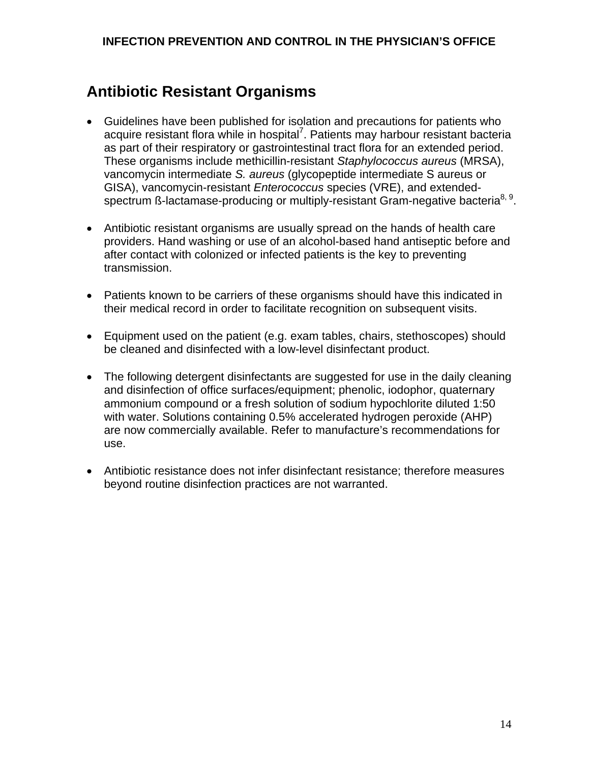## Antibiotic Resistant Organisms

- Guidelines have been published for isolation and precautions for patients who acquire resistant flora while in hospital[7]. Patients may harbour resistant bacteria as part of their respiratory or gastrointestinal tract flora for an extended period. These organisms include methicillin-resistant *Staphylococcus aureus* (MRSA), vancomycin intermediate *S. aureus* (glycopeptide intermediate S aureus or GISA), vancomycin-resistant *Enterococcus* species (VRE), and extended-spectrum ß-lactamase-producing or multiply-resistant Gram-negative bacteria[8, 9].

- Antibiotic resistant organisms are usually spread on the hands of health care providers. Hand washing or use of an alcohol-based hand antiseptic before and after contact with colonized or infected patients is the key to preventing transmission.

- Patients known to be carriers of these organisms should have this indicated in their medical record in order to facilitate recognition on subsequent visits.

- Equipment used on the patient (e.g. exam tables, chairs, stethoscopes) should be cleaned and disinfected with a low-level disinfectant product.

- The following detergent disinfectants are suggested for use in the daily cleaning and disinfection of office surfaces/equipment; phenolic, iodophor, quaternary ammonium compound or a fresh solution of sodium hypochlorite diluted 1:50 with water. Solutions containing 0.5% accelerated hydrogen peroxide (AHP) are now commercially available. Refer to manufacture's recommendations for use.

- Antibiotic resistance does not infer disinfectant resistance; therefore measures beyond routine disinfection practices are not warranted.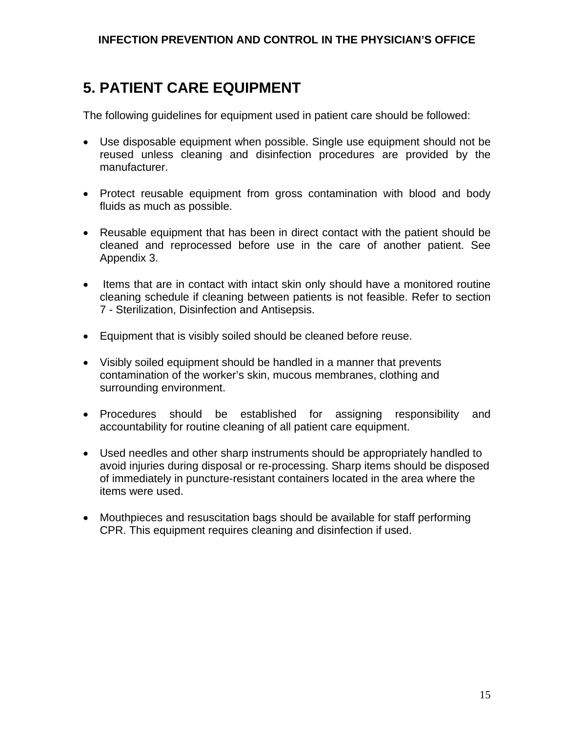## 5. PATIENT CARE EQUIPMENT

The following guidelines for equipment used in patient care should be followed:

- Use disposable equipment when possible. Single use equipment should not be reused unless cleaning and disinfection procedures are provided by the manufacturer.
- Protect reusable equipment from gross contamination with blood and body fluids as much as possible.
- Reusable equipment that has been in direct contact with the patient should be cleaned and reprocessed before use in the care of another patient. See Appendix 3.
- Items that are in contact with intact skin only should have a monitored routine cleaning schedule if cleaning between patients is not feasible. Refer to section 7 - Sterilization, Disinfection and Antisepsis.
- Equipment that is visibly soiled should be cleaned before reuse.
- Visibly soiled equipment should be handled in a manner that prevents contamination of the worker's skin, mucous membranes, clothing and surrounding environment.
- Procedures should be established for assigning responsibility and accountability for routine cleaning of all patient care equipment.
- Used needles and other sharp instruments should be appropriately handled to avoid injuries during disposal or re-processing. Sharp items should be disposed of immediately in puncture-resistant containers located in the area where the items were used.
- Mouthpieces and resuscitation bags should be available for staff performing CPR. This equipment requires cleaning and disinfection if used.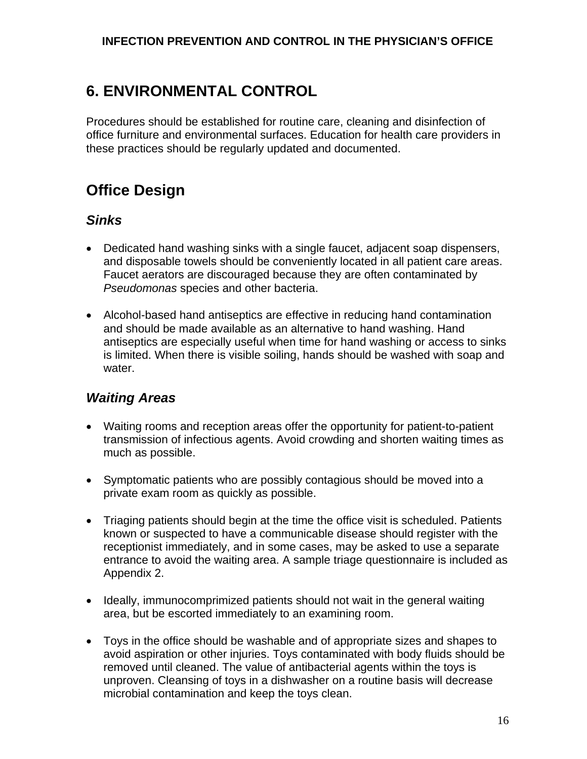# 6. ENVIRONMENTAL CONTROL

Procedures should be established for routine care, cleaning and disinfection of office furniture and environmental surfaces. Education for health care providers in these practices should be regularly updated and documented.

## Office Design

### *Sinks*

- Dedicated hand washing sinks with a single faucet, adjacent soap dispensers, and disposable towels should be conveniently located in all patient care areas. Faucet aerators are discouraged because they are often contaminated by *Pseudomonas* species and other bacteria.

- Alcohol-based hand antiseptics are effective in reducing hand contamination and should be made available as an alternative to hand washing. Hand antiseptics are especially useful when time for hand washing or access to sinks is limited. When there is visible soiling, hands should be washed with soap and water.

### *Waiting Areas*

- Waiting rooms and reception areas offer the opportunity for patient-to-patient transmission of infectious agents. Avoid crowding and shorten waiting times as much as possible.

- Symptomatic patients who are possibly contagious should be moved into a private exam room as quickly as possible.

- Triaging patients should begin at the time the office visit is scheduled. Patients known or suspected to have a communicable disease should register with the receptionist immediately, and in some cases, may be asked to use a separate entrance to avoid the waiting area. A sample triage questionnaire is included as Appendix 2.

- Ideally, immunocomprimized patients should not wait in the general waiting area, but be escorted immediately to an examining room.

- Toys in the office should be washable and of appropriate sizes and shapes to avoid aspiration or other injuries. Toys contaminated with body fluids should be removed until cleaned. The value of antibacterial agents within the toys is unproven. Cleansing of toys in a dishwasher on a routine basis will decrease microbial contamination and keep the toys clean.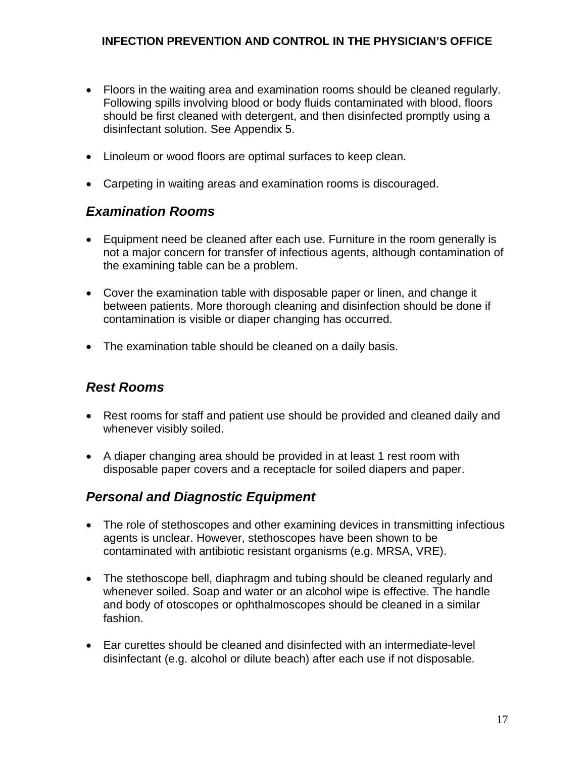- Floors in the waiting area and examination rooms should be cleaned regularly. Following spills involving blood or body fluids contaminated with blood, floors should be first cleaned with detergent, and then disinfected promptly using a disinfectant solution. See Appendix 5.

- Linoleum or wood floors are optimal surfaces to keep clean.

- Carpeting in waiting areas and examination rooms is discouraged.

## *Examination Rooms*

- Equipment need be cleaned after each use. Furniture in the room generally is not a major concern for transfer of infectious agents, although contamination of the examining table can be a problem.

- Cover the examination table with disposable paper or linen, and change it between patients. More thorough cleaning and disinfection should be done if contamination is visible or diaper changing has occurred.

- The examination table should be cleaned on a daily basis.

## *Rest Rooms*

- Rest rooms for staff and patient use should be provided and cleaned daily and whenever visibly soiled.

- A diaper changing area should be provided in at least 1 rest room with disposable paper covers and a receptacle for soiled diapers and paper.

## *Personal and Diagnostic Equipment*

- The role of stethoscopes and other examining devices in transmitting infectious agents is unclear. However, stethoscopes have been shown to be contaminated with antibiotic resistant organisms (e.g. MRSA, VRE).

- The stethoscope bell, diaphragm and tubing should be cleaned regularly and whenever soiled. Soap and water or an alcohol wipe is effective. The handle and body of otoscopes or ophthalmoscopes should be cleaned in a similar fashion.

- Ear curettes should be cleaned and disinfected with an intermediate-level disinfectant (e.g. alcohol or dilute beach) after each use if not disposable.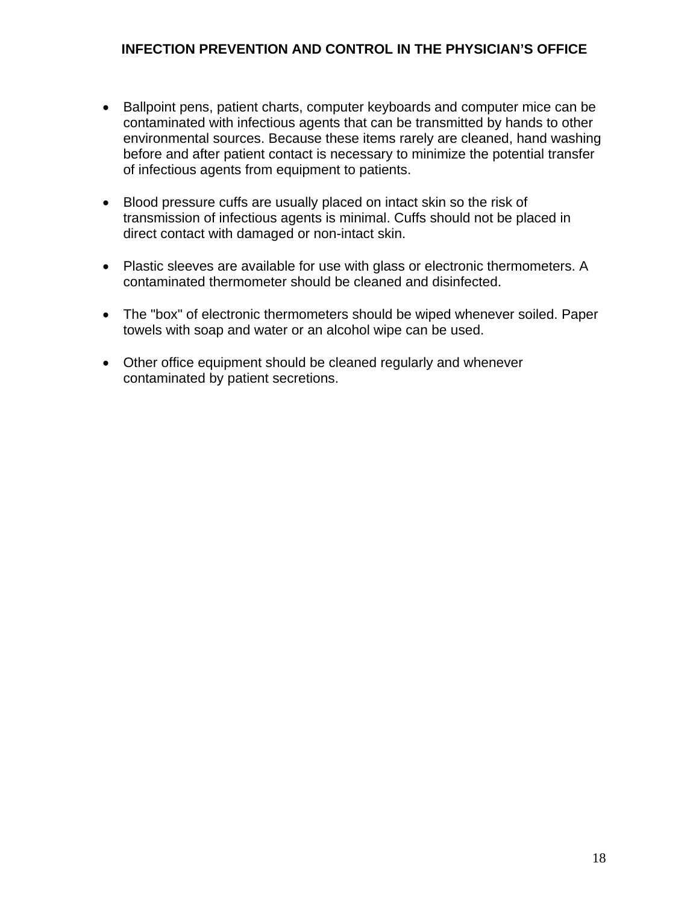- Ballpoint pens, patient charts, computer keyboards and computer mice can be contaminated with infectious agents that can be transmitted by hands to other environmental sources. Because these items rarely are cleaned, hand washing before and after patient contact is necessary to minimize the potential transfer of infectious agents from equipment to patients.

- Blood pressure cuffs are usually placed on intact skin so the risk of transmission of infectious agents is minimal. Cuffs should not be placed in direct contact with damaged or non-intact skin.

- Plastic sleeves are available for use with glass or electronic thermometers. A contaminated thermometer should be cleaned and disinfected.

- The "box" of electronic thermometers should be wiped whenever soiled. Paper towels with soap and water or an alcohol wipe can be used.

- Other office equipment should be cleaned regularly and whenever contaminated by patient secretions.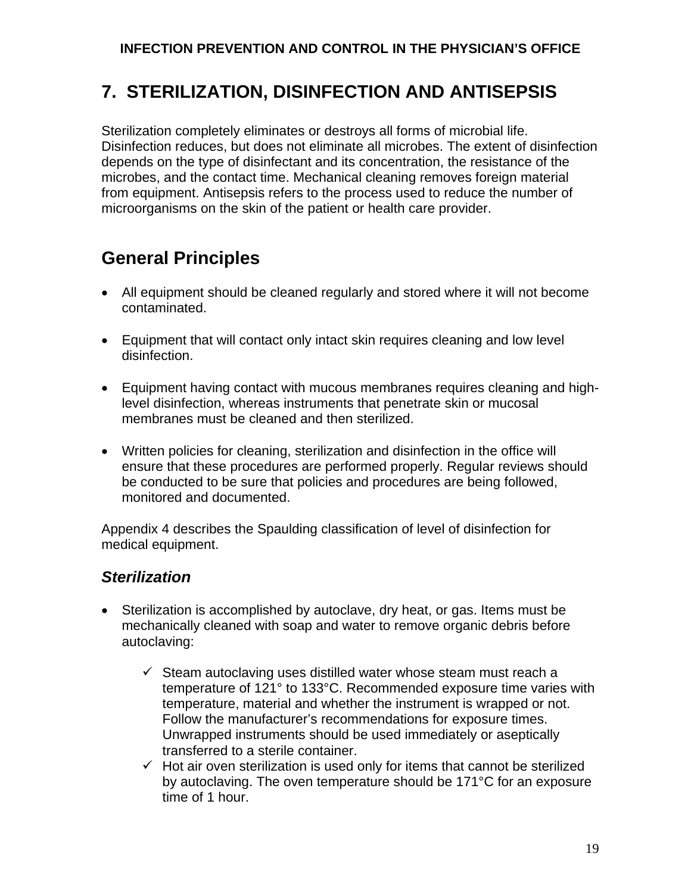# 7. STERILIZATION, DISINFECTION AND ANTISEPSIS

Sterilization completely eliminates or destroys all forms of microbial life. Disinfection reduces, but does not eliminate all microbes. The extent of disinfection depends on the type of disinfectant and its concentration, the resistance of the microbes, and the contact time. Mechanical cleaning removes foreign material from equipment. Antisepsis refers to the process used to reduce the number of microorganisms on the skin of the patient or health care provider.

## General Principles

- All equipment should be cleaned regularly and stored where it will not become contaminated.
- Equipment that will contact only intact skin requires cleaning and low level disinfection.
- Equipment having contact with mucous membranes requires cleaning and high-level disinfection, whereas instruments that penetrate skin or mucosal membranes must be cleaned and then sterilized.
- Written policies for cleaning, sterilization and disinfection in the office will ensure that these procedures are performed properly. Regular reviews should be conducted to be sure that policies and procedures are being followed, monitored and documented.

Appendix 4 describes the Spaulding classification of level of disinfection for medical equipment.

### *Sterilization*

- Sterilization is accomplished by autoclave, dry heat, or gas. Items must be mechanically cleaned with soap and water to remove organic debris before autoclaving:
  - ✓ Steam autoclaving uses distilled water whose steam must reach a temperature of 121° to 133°C. Recommended exposure time varies with temperature, material and whether the instrument is wrapped or not. Follow the manufacturer's recommendations for exposure times. Unwrapped instruments should be used immediately or aseptically transferred to a sterile container.
  - ✓ Hot air oven sterilization is used only for items that cannot be sterilized by autoclaving. The oven temperature should be 171°C for an exposure time of 1 hour.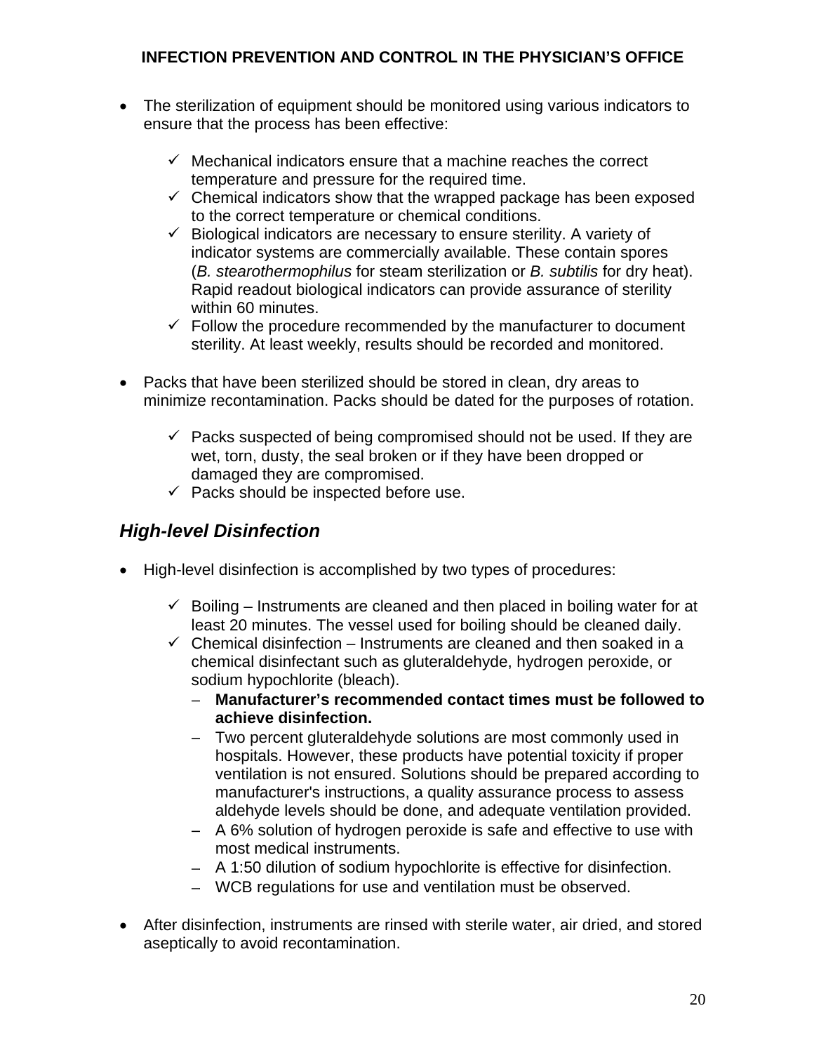- The sterilization of equipment should be monitored using various indicators to ensure that the process has been effective:

  - ✓ Mechanical indicators ensure that a machine reaches the correct temperature and pressure for the required time.
  - ✓ Chemical indicators show that the wrapped package has been exposed to the correct temperature or chemical conditions.
  - ✓ Biological indicators are necessary to ensure sterility. A variety of indicator systems are commercially available. These contain spores (*B. stearothermophilus* for steam sterilization or *B. subtilis* for dry heat). Rapid readout biological indicators can provide assurance of sterility within 60 minutes.
  - ✓ Follow the procedure recommended by the manufacturer to document sterility. At least weekly, results should be recorded and monitored.

- Packs that have been sterilized should be stored in clean, dry areas to minimize recontamination. Packs should be dated for the purposes of rotation.

  - ✓ Packs suspected of being compromised should not be used. If they are wet, torn, dusty, the seal broken or if they have been dropped or damaged they are compromised.
  - ✓ Packs should be inspected before use.

## *High-level Disinfection*

- High-level disinfection is accomplished by two types of procedures:

  - ✓ Boiling – Instruments are cleaned and then placed in boiling water for at least 20 minutes. The vessel used for boiling should be cleaned daily.
  - ✓ Chemical disinfection – Instruments are cleaned and then soaked in a chemical disinfectant such as gluteraldehyde, hydrogen peroxide, or sodium hypochlorite (bleach).
    - **Manufacturer's recommended contact times must be followed to achieve disinfection.**
    - Two percent gluteraldehyde solutions are most commonly used in hospitals. However, these products have potential toxicity if proper ventilation is not ensured. Solutions should be prepared according to manufacturer's instructions, a quality assurance process to assess aldehyde levels should be done, and adequate ventilation provided.
    - A 6% solution of hydrogen peroxide is safe and effective to use with most medical instruments.
    - A 1:50 dilution of sodium hypochlorite is effective for disinfection.
    - WCB regulations for use and ventilation must be observed.

- After disinfection, instruments are rinsed with sterile water, air dried, and stored aseptically to avoid recontamination.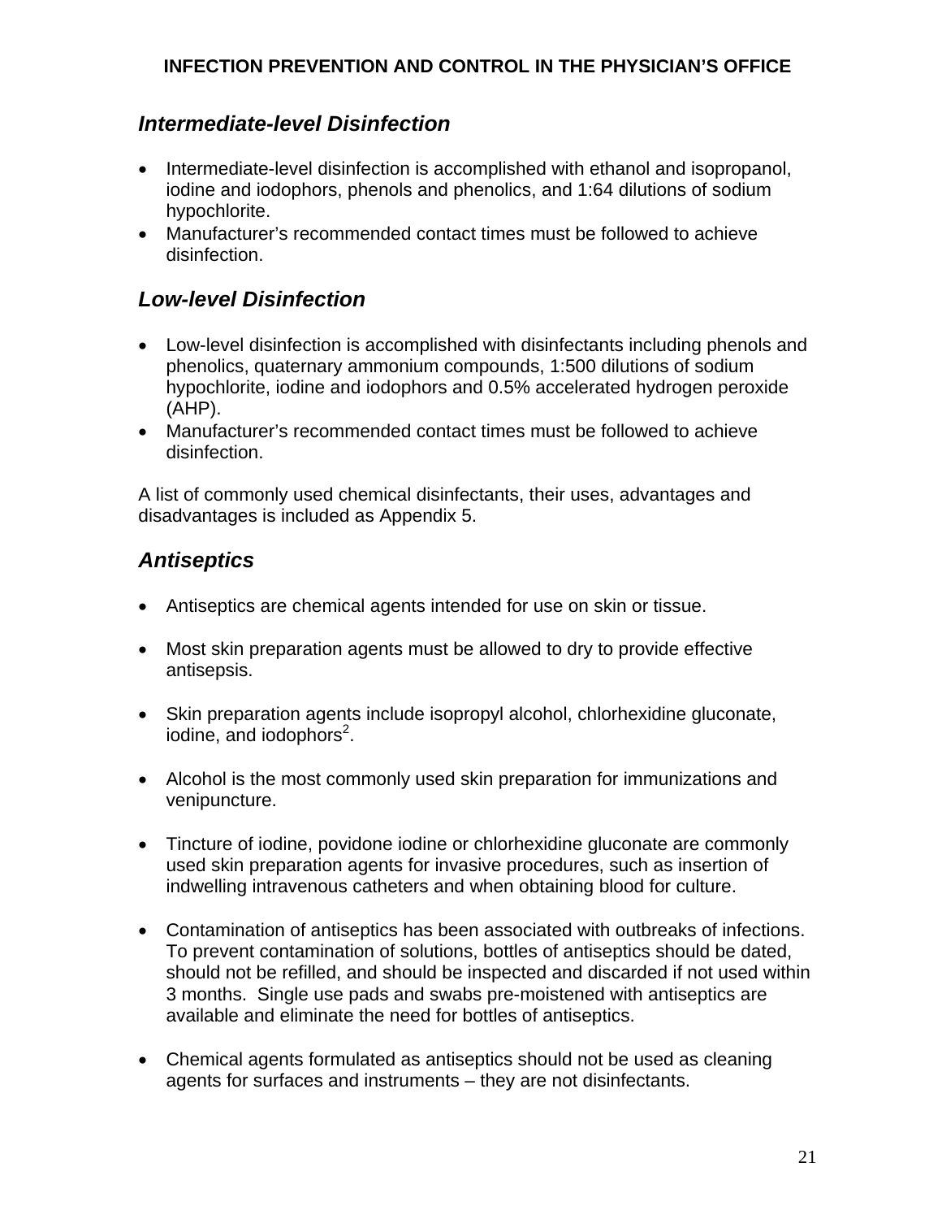### *Intermediate-level Disinfection*

- Intermediate-level disinfection is accomplished with ethanol and isopropanol, iodine and iodophors, phenols and phenolics, and 1:64 dilutions of sodium hypochlorite.
- Manufacturer's recommended contact times must be followed to achieve disinfection.

### *Low-level Disinfection*

- Low-level disinfection is accomplished with disinfectants including phenols and phenolics, quaternary ammonium compounds, 1:500 dilutions of sodium hypochlorite, iodine and iodophors and 0.5% accelerated hydrogen peroxide (AHP).
- Manufacturer's recommended contact times must be followed to achieve disinfection.

A list of commonly used chemical disinfectants, their uses, advantages and disadvantages is included as Appendix 5.

### *Antiseptics*

- Antiseptics are chemical agents intended for use on skin or tissue.

- Most skin preparation agents must be allowed to dry to provide effective antisepsis.

- Skin preparation agents include isopropyl alcohol, chlorhexidine gluconate, iodine, and iodophors[2].

- Alcohol is the most commonly used skin preparation for immunizations and venipuncture.

- Tincture of iodine, povidone iodine or chlorhexidine gluconate are commonly used skin preparation agents for invasive procedures, such as insertion of indwelling intravenous catheters and when obtaining blood for culture.

- Contamination of antiseptics has been associated with outbreaks of infections. To prevent contamination of solutions, bottles of antiseptics should be dated, should not be refilled, and should be inspected and discarded if not used within 3 months. Single use pads and swabs pre-moistened with antiseptics are available and eliminate the need for bottles of antiseptics.

- Chemical agents formulated as antiseptics should not be used as cleaning agents for surfaces and instruments – they are not disinfectants.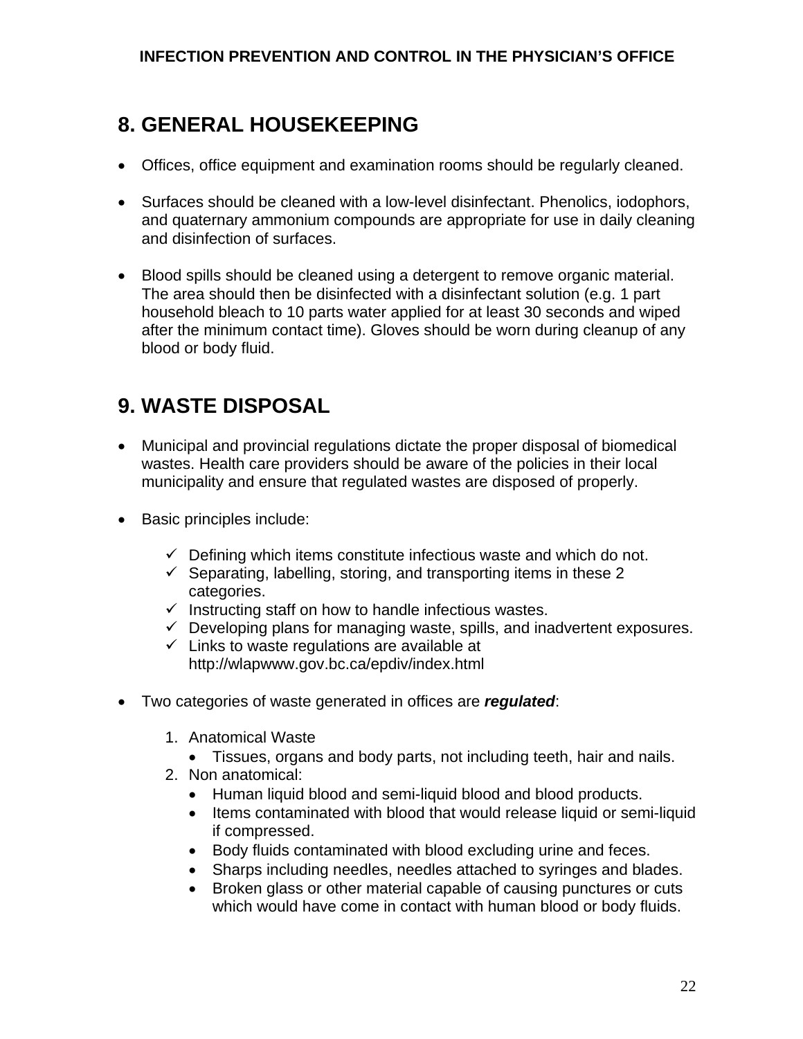## 8. GENERAL HOUSEKEEPING

- Offices, office equipment and examination rooms should be regularly cleaned.
- Surfaces should be cleaned with a low-level disinfectant. Phenolics, iodophors, and quaternary ammonium compounds are appropriate for use in daily cleaning and disinfection of surfaces.
- Blood spills should be cleaned using a detergent to remove organic material. The area should then be disinfected with a disinfectant solution (e.g. 1 part household bleach to 10 parts water applied for at least 30 seconds and wiped after the minimum contact time). Gloves should be worn during cleanup of any blood or body fluid.

## 9. WASTE DISPOSAL

- Municipal and provincial regulations dictate the proper disposal of biomedical wastes. Health care providers should be aware of the policies in their local municipality and ensure that regulated wastes are disposed of properly.
- Basic principles include:
  - ✓ Defining which items constitute infectious waste and which do not.
  - ✓ Separating, labelling, storing, and transporting items in these 2 categories.
  - ✓ Instructing staff on how to handle infectious wastes.
  - ✓ Developing plans for managing waste, spills, and inadvertent exposures.
  - ✓ Links to waste regulations are available at http://wlapwww.gov.bc.ca/epdiv/index.html
- Two categories of waste generated in offices are ***regulated***:
  1. Anatomical Waste
     - Tissues, organs and body parts, not including teeth, hair and nails.
  2. Non anatomical:
     - Human liquid blood and semi-liquid blood and blood products.
     - Items contaminated with blood that would release liquid or semi-liquid if compressed.
     - Body fluids contaminated with blood excluding urine and feces.
     - Sharps including needles, needles attached to syringes and blades.
     - Broken glass or other material capable of causing punctures or cuts which would have come in contact with human blood or body fluids.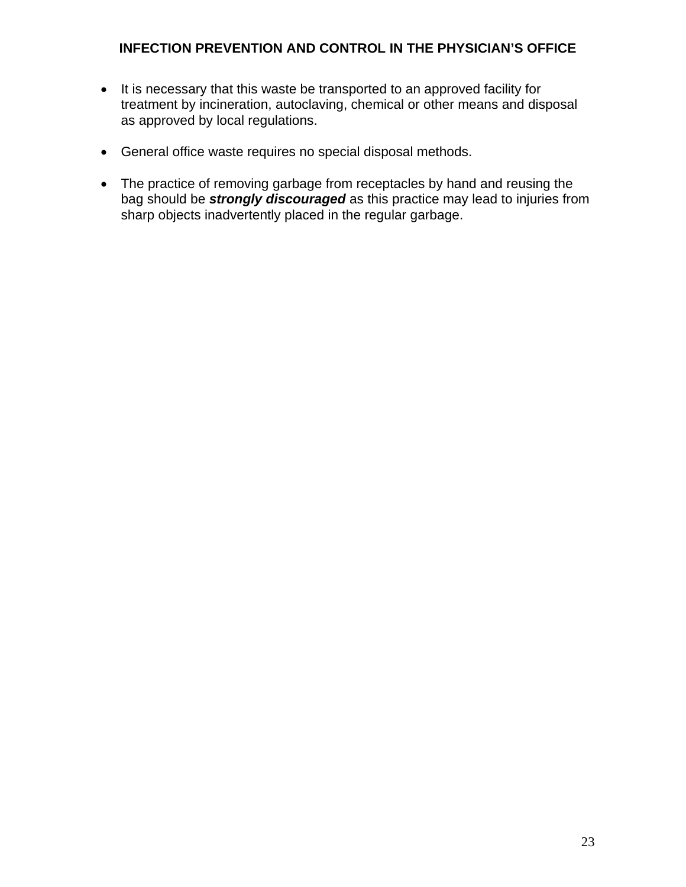- It is necessary that this waste be transported to an approved facility for treatment by incineration, autoclaving, chemical or other means and disposal as approved by local regulations.

- General office waste requires no special disposal methods.

- The practice of removing garbage from receptacles by hand and reusing the bag should be ***strongly discouraged*** as this practice may lead to injuries from sharp objects inadvertently placed in the regular garbage.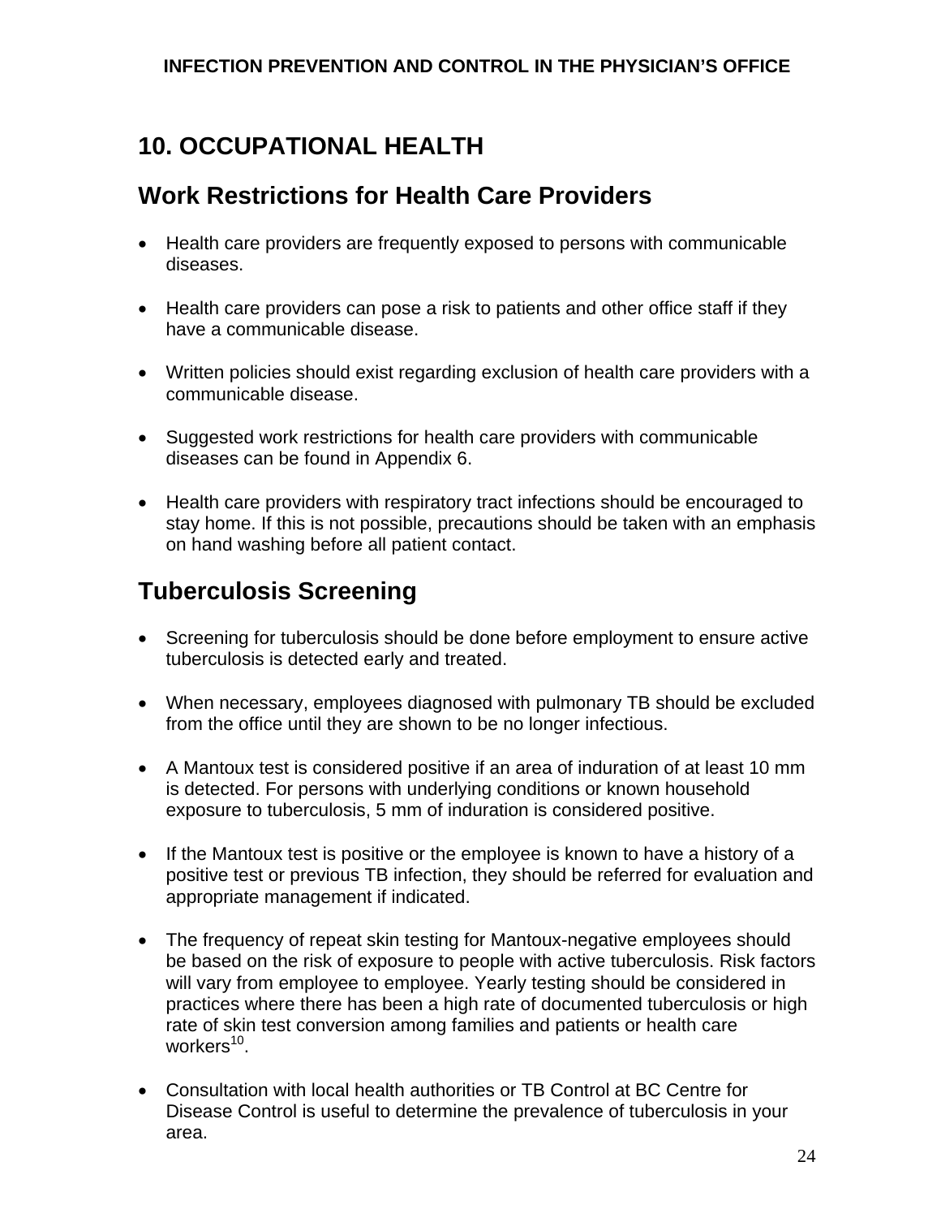## 10. OCCUPATIONAL HEALTH

### Work Restrictions for Health Care Providers

- Health care providers are frequently exposed to persons with communicable diseases.
- Health care providers can pose a risk to patients and other office staff if they have a communicable disease.
- Written policies should exist regarding exclusion of health care providers with a communicable disease.
- Suggested work restrictions for health care providers with communicable diseases can be found in Appendix 6.
- Health care providers with respiratory tract infections should be encouraged to stay home. If this is not possible, precautions should be taken with an emphasis on hand washing before all patient contact.

### Tuberculosis Screening

- Screening for tuberculosis should be done before employment to ensure active tuberculosis is detected early and treated.
- When necessary, employees diagnosed with pulmonary TB should be excluded from the office until they are shown to be no longer infectious.
- A Mantoux test is considered positive if an area of induration of at least 10 mm is detected. For persons with underlying conditions or known household exposure to tuberculosis, 5 mm of induration is considered positive.
- If the Mantoux test is positive or the employee is known to have a history of a positive test or previous TB infection, they should be referred for evaluation and appropriate management if indicated.
- The frequency of repeat skin testing for Mantoux-negative employees should be based on the risk of exposure to people with active tuberculosis. Risk factors will vary from employee to employee. Yearly testing should be considered in practices where there has been a high rate of documented tuberculosis or high rate of skin test conversion among families and patients or health care workers[10].
- Consultation with local health authorities or TB Control at BC Centre for Disease Control is useful to determine the prevalence of tuberculosis in your area.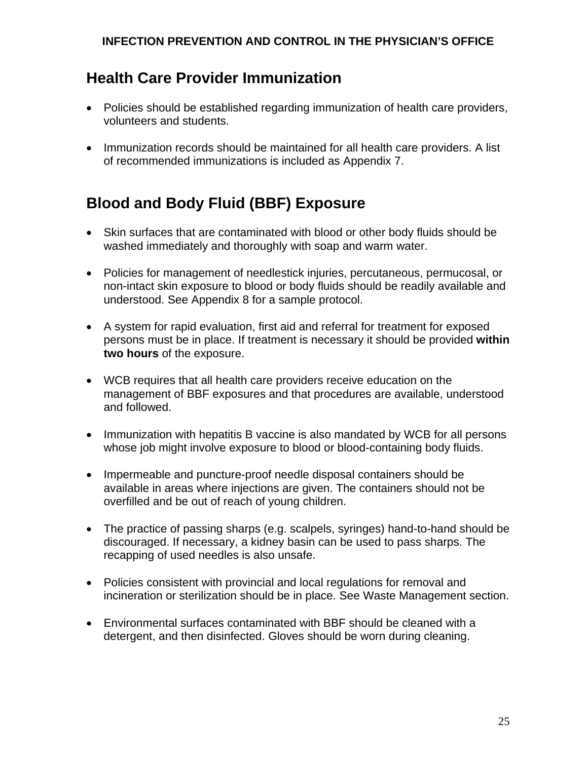## Health Care Provider Immunization

- Policies should be established regarding immunization of health care providers, volunteers and students.
- Immunization records should be maintained for all health care providers. A list of recommended immunizations is included as Appendix 7.

## Blood and Body Fluid (BBF) Exposure

- Skin surfaces that are contaminated with blood or other body fluids should be washed immediately and thoroughly with soap and warm water.
- Policies for management of needlestick injuries, percutaneous, permucosal, or non-intact skin exposure to blood or body fluids should be readily available and understood. See Appendix 8 for a sample protocol.
- A system for rapid evaluation, first aid and referral for treatment for exposed persons must be in place. If treatment is necessary it should be provided **within two hours** of the exposure.
- WCB requires that all health care providers receive education on the management of BBF exposures and that procedures are available, understood and followed.
- Immunization with hepatitis B vaccine is also mandated by WCB for all persons whose job might involve exposure to blood or blood-containing body fluids.
- Impermeable and puncture-proof needle disposal containers should be available in areas where injections are given. The containers should not be overfilled and be out of reach of young children.
- The practice of passing sharps (e.g. scalpels, syringes) hand-to-hand should be discouraged. If necessary, a kidney basin can be used to pass sharps. The recapping of used needles is also unsafe.
- Policies consistent with provincial and local regulations for removal and incineration or sterilization should be in place. See Waste Management section.
- Environmental surfaces contaminated with BBF should be cleaned with a detergent, and then disinfected. Gloves should be worn during cleaning.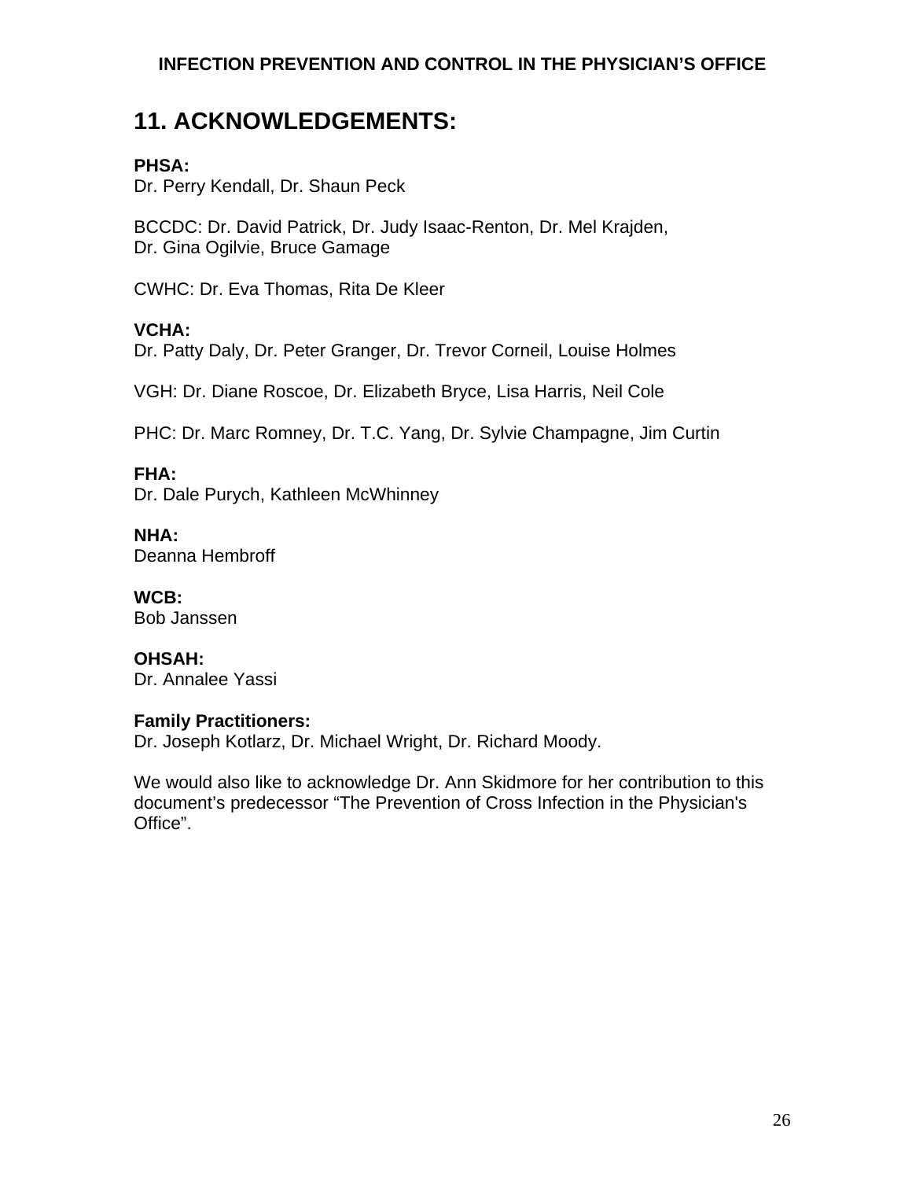## 11. ACKNOWLEDGEMENTS:

**PHSA:**
Dr. Perry Kendall, Dr. Shaun Peck

BCCDC: Dr. David Patrick, Dr. Judy Isaac-Renton, Dr. Mel Krajden, Dr. Gina Ogilvie, Bruce Gamage

CWHC: Dr. Eva Thomas, Rita De Kleer

**VCHA:**
Dr. Patty Daly, Dr. Peter Granger, Dr. Trevor Corneil, Louise Holmes

VGH: Dr. Diane Roscoe, Dr. Elizabeth Bryce, Lisa Harris, Neil Cole

PHC: Dr. Marc Romney, Dr. T.C. Yang, Dr. Sylvie Champagne, Jim Curtin

**FHA:**
Dr. Dale Purych, Kathleen McWhinney

**NHA:**
Deanna Hembroff

**WCB:**
Bob Janssen

**OHSAH:**
Dr. Annalee Yassi

**Family Practitioners:**
Dr. Joseph Kotlarz, Dr. Michael Wright, Dr. Richard Moody.

We would also like to acknowledge Dr. Ann Skidmore for her contribution to this document's predecessor "The Prevention of Cross Infection in the Physician's Office".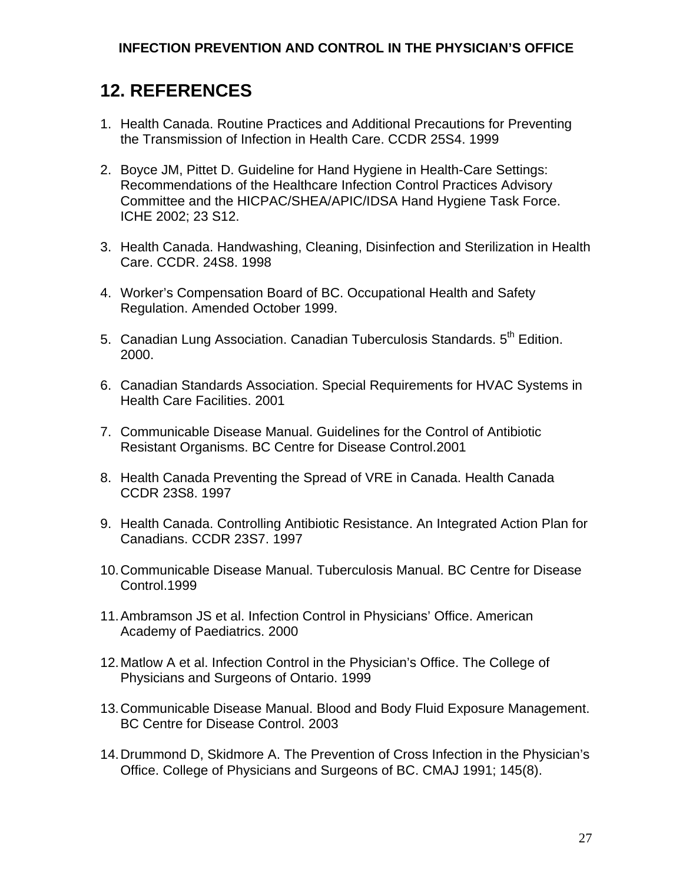## 12. REFERENCES

1. Health Canada. Routine Practices and Additional Precautions for Preventing the Transmission of Infection in Health Care. CCDR 25S4. 1999
2. Boyce JM, Pittet D. Guideline for Hand Hygiene in Health-Care Settings: Recommendations of the Healthcare Infection Control Practices Advisory Committee and the HICPAC/SHEA/APIC/IDSA Hand Hygiene Task Force. ICHE 2002; 23 S12.
3. Health Canada. Handwashing, Cleaning, Disinfection and Sterilization in Health Care. CCDR. 24S8. 1998
4. Worker's Compensation Board of BC. Occupational Health and Safety Regulation. Amended October 1999.
5. Canadian Lung Association. Canadian Tuberculosis Standards. 5th Edition. 2000.
6. Canadian Standards Association. Special Requirements for HVAC Systems in Health Care Facilities. 2001
7. Communicable Disease Manual. Guidelines for the Control of Antibiotic Resistant Organisms. BC Centre for Disease Control.2001
8. Health Canada Preventing the Spread of VRE in Canada. Health Canada CCDR 23S8. 1997
9. Health Canada. Controlling Antibiotic Resistance. An Integrated Action Plan for Canadians. CCDR 23S7. 1997
10. Communicable Disease Manual. Tuberculosis Manual. BC Centre for Disease Control.1999
11. Ambramson JS et al. Infection Control in Physicians' Office. American Academy of Paediatrics. 2000
12. Matlow A et al. Infection Control in the Physician's Office. The College of Physicians and Surgeons of Ontario. 1999
13. Communicable Disease Manual. Blood and Body Fluid Exposure Management. BC Centre for Disease Control. 2003
14. Drummond D, Skidmore A. The Prevention of Cross Infection in the Physician's Office. College of Physicians and Surgeons of BC. CMAJ 1991; 145(8).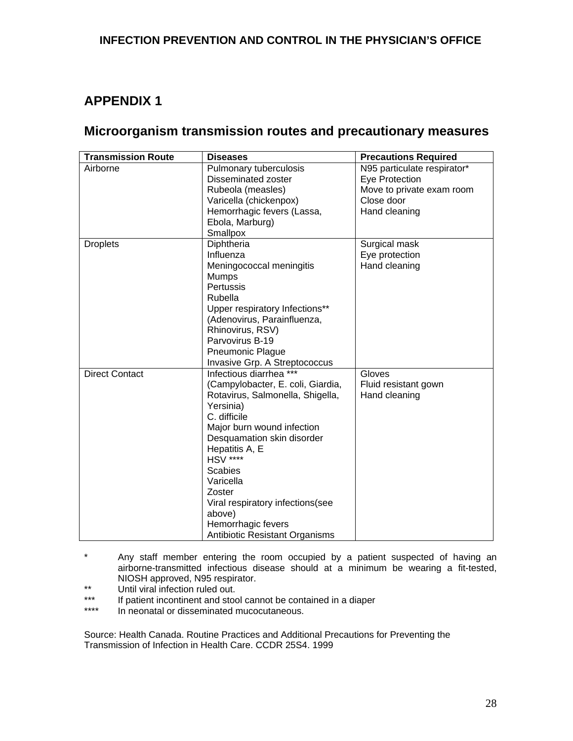# APPENDIX 1

## Microorganism transmission routes and precautionary measures

| Transmission Route | Diseases | Precautions Required |
|---|---|---|
| Airborne | Pulmonary tuberculosis<br>Disseminated zoster<br>Rubeola (measles)<br>Varicella (chickenpox)<br>Hemorrhagic fevers (Lassa, Ebola, Marburg)<br>Smallpox | N95 particulate respirator*<br>Eye Protection<br>Move to private exam room<br>Close door<br>Hand cleaning |
| Droplets | Diphtheria<br>Influenza<br>Meningococcal meningitis<br>Mumps<br>Pertussis<br>Rubella<br>Upper respiratory Infections** (Adenovirus, Parainfluenza, Rhinovirus, RSV)<br>Parvovirus B-19<br>Pneumonic Plague<br>Invasive Grp. A Streptococcus | Surgical mask<br>Eye protection<br>Hand cleaning |
| Direct Contact | Infectious diarrhea *** (Campylobacter, E. coli, Giardia, Rotavirus, Salmonella, Shigella, Yersinia)<br>C. difficile<br>Major burn wound infection<br>Desquamation skin disorder<br>Hepatitis A, E<br>HSV ****<br>Scabies<br>Varicella<br>Zoster<br>Viral respiratory infections(see above)<br>Hemorrhagic fevers<br>Antibiotic Resistant Organisms | Gloves<br>Fluid resistant gown<br>Hand cleaning |

\* Any staff member entering the room occupied by a patient suspected of having an airborne-transmitted infectious disease should at a minimum be wearing a fit-tested, NIOSH approved, N95 respirator.

** Until viral infection ruled out.

*** If patient incontinent and stool cannot be contained in a diaper

**** In neonatal or disseminated mucocutaneous.

Source: Health Canada. Routine Practices and Additional Precautions for Preventing the Transmission of Infection in Health Care. CCDR 25S4. 1999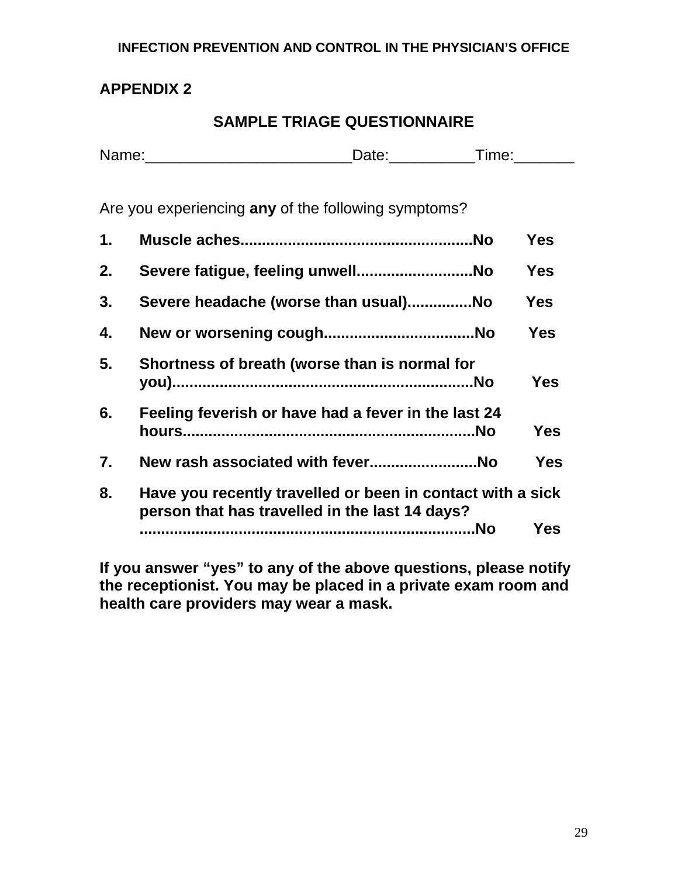## APPENDIX 2

### SAMPLE TRIAGE QUESTIONNAIRE

Name:________________________Date:__________Time:_______

Are you experiencing **any** of the following symptoms?

1. **Muscle aches......................................................No Yes**
2. **Severe fatigue, feeling unwell...........................No Yes**
3. **Severe headache (worse than usual)...............No Yes**
4. **New or worsening cough...................................No Yes**
5. **Shortness of breath (worse than is normal for you)......................................................................No Yes**
6. **Feeling feverish or have had a fever in the last 24 hours....................................................................No Yes**
7. **New rash associated with fever.........................No Yes**
8. **Have you recently travelled or been in contact with a sick person that has travelled in the last 14 days? ..............................................................................No Yes**

**If you answer "yes" to any of the above questions, please notify the receptionist. You may be placed in a private exam room and health care providers may wear a mask.**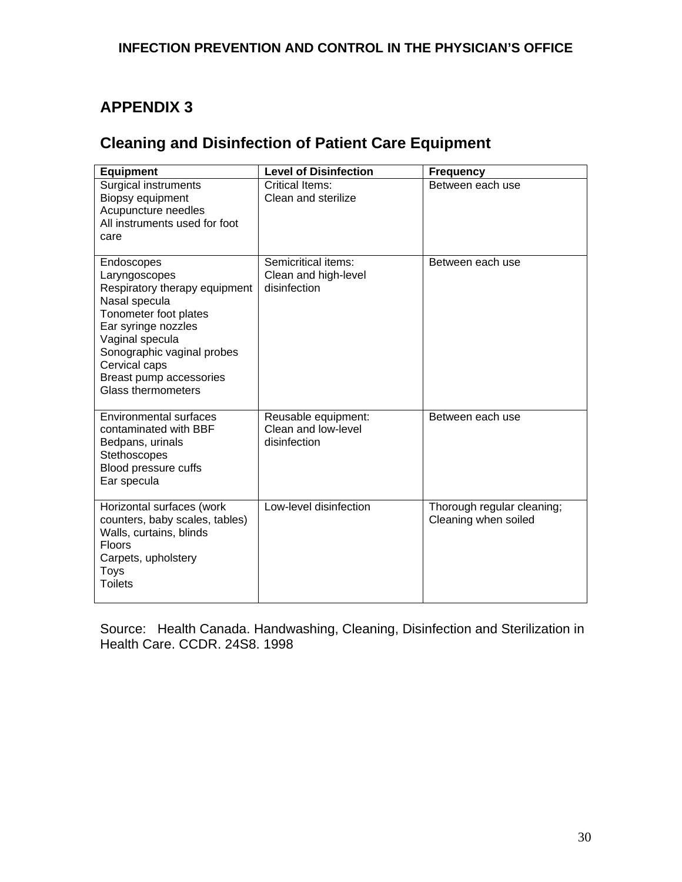# APPENDIX 3

## Cleaning and Disinfection of Patient Care Equipment

| Equipment | Level of Disinfection | Frequency |
|---|---|---|
| Surgical instruments<br>Biopsy equipment<br>Acupuncture needles<br>All instruments used for foot care | Critical Items:<br>Clean and sterilize | Between each use |
| Endoscopes<br>Laryngoscopes<br>Respiratory therapy equipment<br>Nasal specula<br>Tonometer foot plates<br>Ear syringe nozzles<br>Vaginal specula<br>Sonographic vaginal probes<br>Cervical caps<br>Breast pump accessories<br>Glass thermometers | Semicritical items:<br>Clean and high-level disinfection | Between each use |
| Environmental surfaces contaminated with BBF<br>Bedpans, urinals<br>Stethoscopes<br>Blood pressure cuffs<br>Ear specula | Reusable equipment:<br>Clean and low-level disinfection | Between each use |
| Horizontal surfaces (work counters, baby scales, tables)<br>Walls, curtains, blinds<br>Floors<br>Carpets, upholstery<br>Toys<br>Toilets | Low-level disinfection | Thorough regular cleaning;<br>Cleaning when soiled |

Source: Health Canada. Handwashing, Cleaning, Disinfection and Sterilization in Health Care. CCDR. 24S8. 1998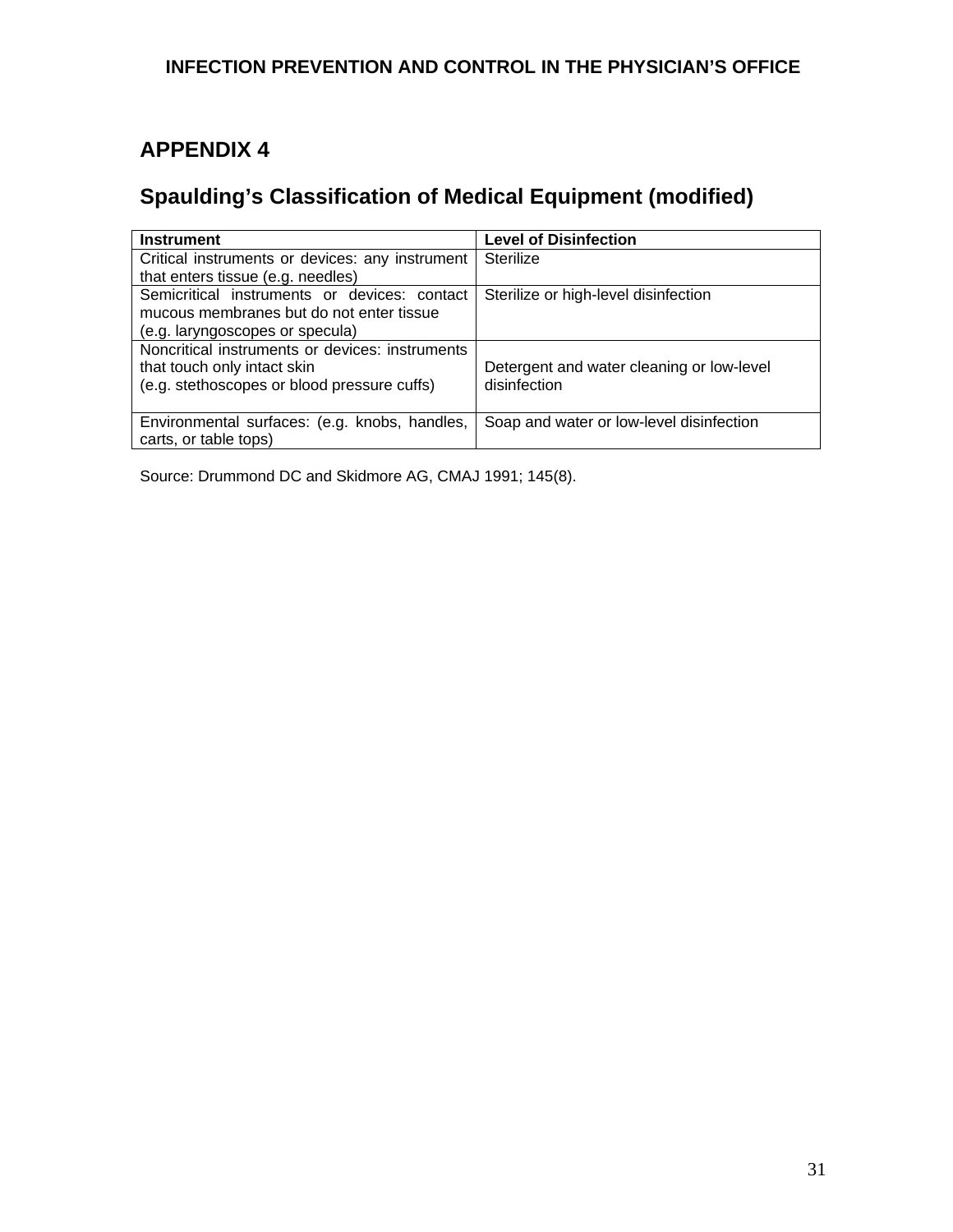## APPENDIX 4

## Spaulding's Classification of Medical Equipment (modified)

| Instrument | Level of Disinfection |
|---|---|
| Critical instruments or devices: any instrument that enters tissue (e.g. needles) | Sterilize |
| Semicritical instruments or devices: contact mucous membranes but do not enter tissue (e.g. laryngoscopes or specula) | Sterilize or high-level disinfection |
| Noncritical instruments or devices: instruments that touch only intact skin (e.g. stethoscopes or blood pressure cuffs) | Detergent and water cleaning or low-level disinfection |
| Environmental surfaces: (e.g. knobs, handles, carts, or table tops) | Soap and water or low-level disinfection |

Source: Drummond DC and Skidmore AG, CMAJ 1991; 145(8).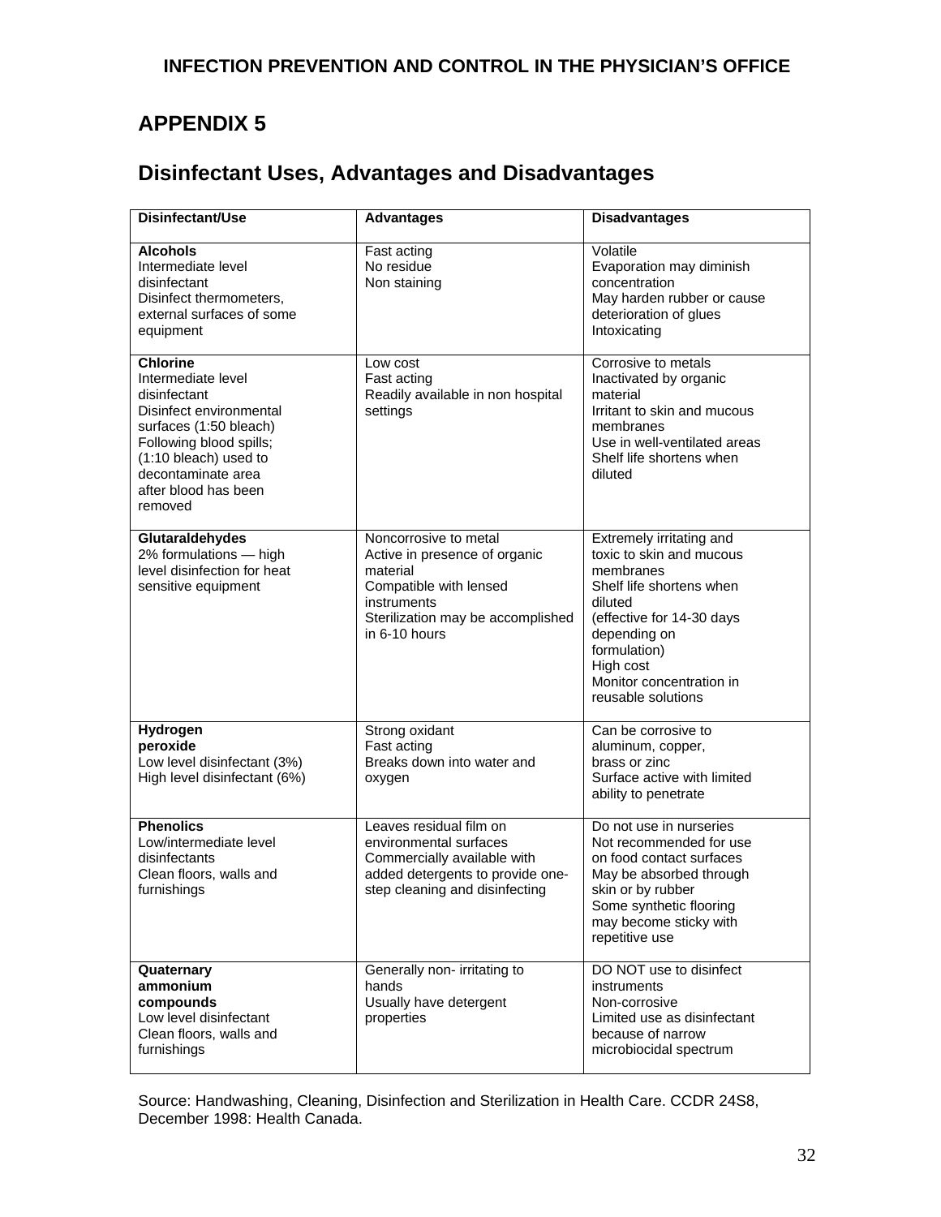## APPENDIX 5

## Disinfectant Uses, Advantages and Disadvantages

| Disinfectant/Use | Advantages | Disadvantages |
|---|---|---|
| **Alcohols**<br>Intermediate level disinfectant<br>Disinfect thermometers, external surfaces of some equipment | Fast acting<br>No residue<br>Non staining | Volatile<br>Evaporation may diminish concentration<br>May harden rubber or cause deterioration of glues<br>Intoxicating |
| **Chlorine**<br>Intermediate level disinfectant<br>Disinfect environmental surfaces (1:50 bleach)<br>Following blood spills; (1:10 bleach) used to decontaminate area after blood has been removed | Low cost<br>Fast acting<br>Readily available in non hospital settings | Corrosive to metals<br>Inactivated by organic material<br>Irritant to skin and mucous membranes<br>Use in well-ventilated areas<br>Shelf life shortens when diluted |
| **Glutaraldehydes**<br>2% formulations — high level disinfection for heat sensitive equipment | Noncorrosive to metal<br>Active in presence of organic material<br>Compatible with lensed instruments<br>Sterilization may be accomplished in 6-10 hours | Extremely irritating and toxic to skin and mucous membranes<br>Shelf life shortens when diluted (effective for 14-30 days depending on formulation)<br>High cost<br>Monitor concentration in reusable solutions |
| **Hydrogen peroxide**<br>Low level disinfectant (3%)<br>High level disinfectant (6%) | Strong oxidant<br>Fast acting<br>Breaks down into water and oxygen | Can be corrosive to aluminum, copper, brass or zinc<br>Surface active with limited ability to penetrate |
| **Phenolics**<br>Low/intermediate level disinfectants<br>Clean floors, walls and furnishings | Leaves residual film on environmental surfaces<br>Commercially available with added detergents to provide one-step cleaning and disinfecting | Do not use in nurseries<br>Not recommended for use on food contact surfaces<br>May be absorbed through skin or by rubber<br>Some synthetic flooring may become sticky with repetitive use |
| **Quaternary ammonium compounds**<br>Low level disinfectant<br>Clean floors, walls and furnishings | Generally non- irritating to hands<br>Usually have detergent properties | DO NOT use to disinfect instruments<br>Non-corrosive<br>Limited use as disinfectant because of narrow microbiocidal spectrum |

Source: Handwashing, Cleaning, Disinfection and Sterilization in Health Care. CCDR 24S8, December 1998: Health Canada.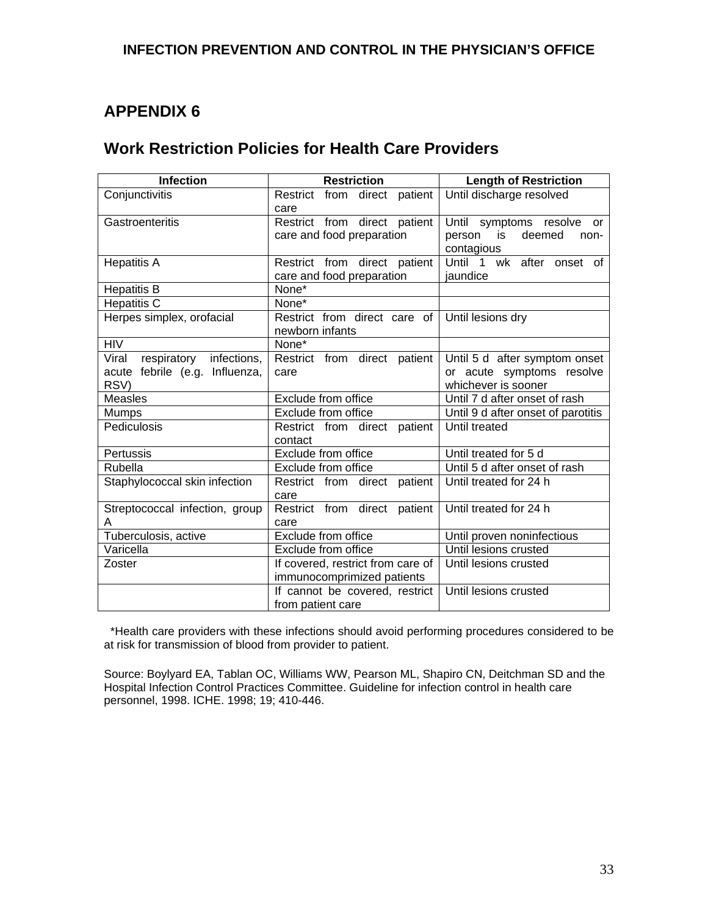## APPENDIX 6

## Work Restriction Policies for Health Care Providers

| Infection | Restriction | Length of Restriction |
|---|---|---|
| Conjunctivitis | Restrict from direct patient care | Until discharge resolved |
| Gastroenteritis | Restrict from direct patient care and food preparation | Until symptoms resolve or person is deemed non-contagious |
| Hepatitis A | Restrict from direct patient care and food preparation | Until 1 wk after onset of jaundice |
| Hepatitis B | None* | |
| Hepatitis C | None* | |
| Herpes simplex, orofacial | Restrict from direct care of newborn infants | Until lesions dry |
| HIV | None* | |
| Viral respiratory infections, acute febrile (e.g. Influenza, RSV) | Restrict from direct patient care | Until 5 d after symptom onset or acute symptoms resolve whichever is sooner |
| Measles | Exclude from office | Until 7 d after onset of rash |
| Mumps | Exclude from office | Until 9 d after onset of parotitis |
| Pediculosis | Restrict from direct patient contact | Until treated |
| Pertussis | Exclude from office | Until treated for 5 d |
| Rubella | Exclude from office | Until 5 d after onset of rash |
| Staphylococcal skin infection | Restrict from direct patient care | Until treated for 24 h |
| Streptococcal infection, group A | Restrict from direct patient care | Until treated for 24 h |
| Tuberculosis, active | Exclude from office | Until proven noninfectious |
| Varicella | Exclude from office | Until lesions crusted |
| Zoster | If covered, restrict from care of immunocomprimized patients | Until lesions crusted |
| | If cannot be covered, restrict from patient care | Until lesions crusted |

*Health care providers with these infections should avoid performing procedures considered to be at risk for transmission of blood from provider to patient.

Source: Boylyard EA, Tablan OC, Williams WW, Pearson ML, Shapiro CN, Deitchman SD and the Hospital Infection Control Practices Committee. Guideline for infection control in health care personnel, 1998. ICHE. 1998; 19; 410-446.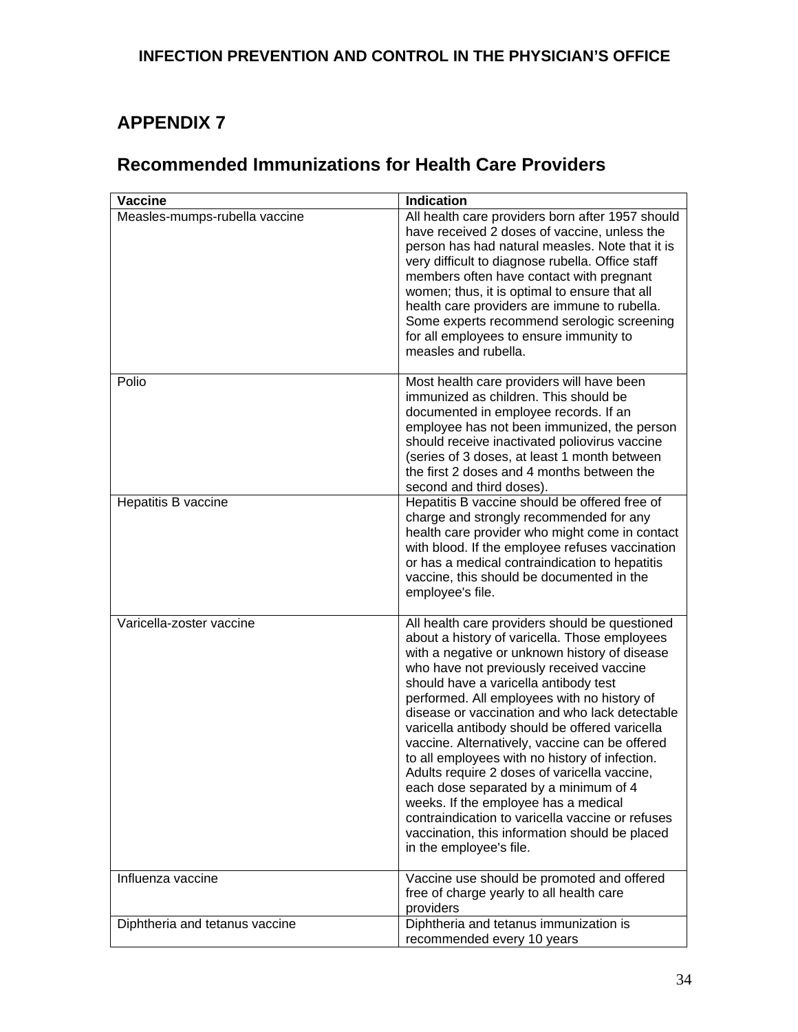## APPENDIX 7

## Recommended Immunizations for Health Care Providers

| Vaccine | Indication |
|---|---|
| Measles-mumps-rubella vaccine | All health care providers born after 1957 should have received 2 doses of vaccine, unless the person has had natural measles. Note that it is very difficult to diagnose rubella. Office staff members often have contact with pregnant women; thus, it is optimal to ensure that all health care providers are immune to rubella. Some experts recommend serologic screening for all employees to ensure immunity to measles and rubella. |
| Polio | Most health care providers will have been immunized as children. This should be documented in employee records. If an employee has not been immunized, the person should receive inactivated poliovirus vaccine (series of 3 doses, at least 1 month between the first 2 doses and 4 months between the second and third doses). |
| Hepatitis B vaccine | Hepatitis B vaccine should be offered free of charge and strongly recommended for any health care provider who might come in contact with blood. If the employee refuses vaccination or has a medical contraindication to hepatitis vaccine, this should be documented in the employee's file. |
| Varicella-zoster vaccine | All health care providers should be questioned about a history of varicella. Those employees with a negative or unknown history of disease who have not previously received vaccine should have a varicella antibody test performed. All employees with no history of disease or vaccination and who lack detectable varicella antibody should be offered varicella vaccine. Alternatively, vaccine can be offered to all employees with no history of infection. Adults require 2 doses of varicella vaccine, each dose separated by a minimum of 4 weeks. If the employee has a medical contraindication to varicella vaccine or refuses vaccination, this information should be placed in the employee's file. |
| Influenza vaccine | Vaccine use should be promoted and offered free of charge yearly to all health care providers |
| Diphtheria and tetanus vaccine | Diphtheria and tetanus immunization is recommended every 10 years |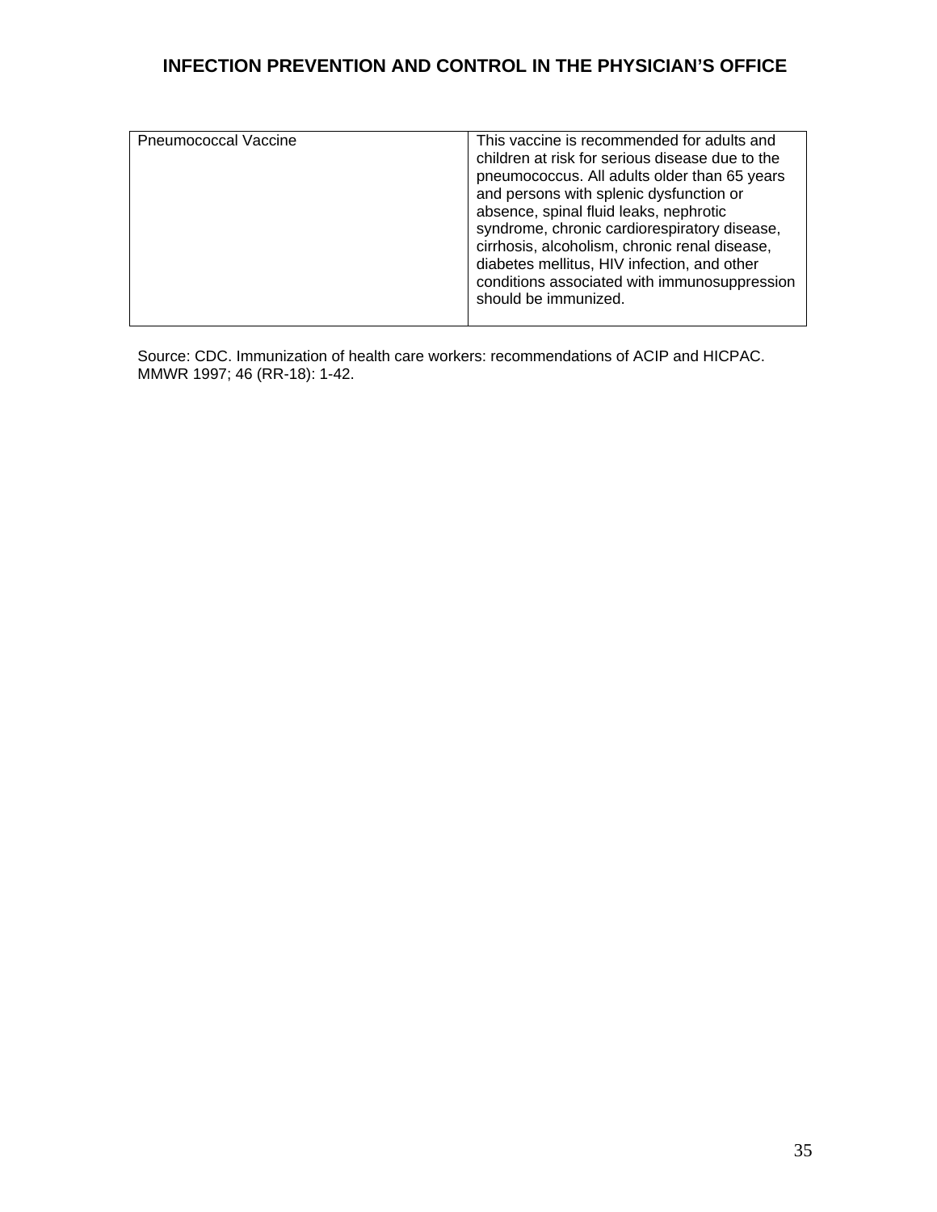| | |
|---|---|
| Pneumococcal Vaccine | This vaccine is recommended for adults and children at risk for serious disease due to the pneumococcus. All adults older than 65 years and persons with splenic dysfunction or absence, spinal fluid leaks, nephrotic syndrome, chronic cardiorespiratory disease, cirrhosis, alcoholism, chronic renal disease, diabetes mellitus, HIV infection, and other conditions associated with immunosuppression should be immunized. |

Source: CDC. Immunization of health care workers: recommendations of ACIP and HICPAC. MMWR 1997; 46 (RR-18): 1-42.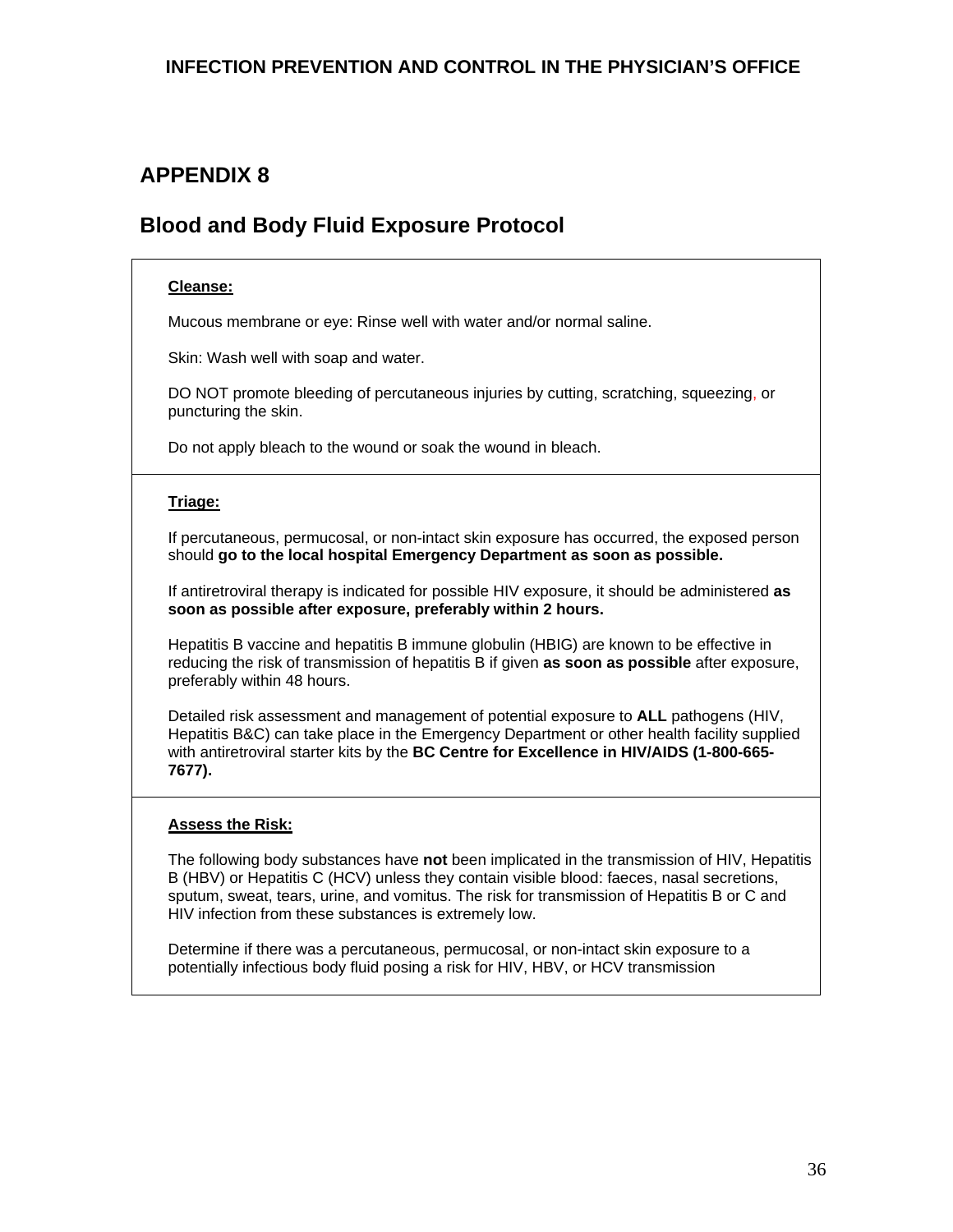## APPENDIX 8

## Blood and Body Fluid Exposure Protocol

**Cleanse:**

Mucous membrane or eye: Rinse well with water and/or normal saline.

Skin: Wash well with soap and water.

DO NOT promote bleeding of percutaneous injuries by cutting, scratching, squeezing, or puncturing the skin.

Do not apply bleach to the wound or soak the wound in bleach.

**Triage:**

If percutaneous, permucosal, or non-intact skin exposure has occurred, the exposed person should **go to the local hospital Emergency Department as soon as possible.**

If antiretroviral therapy is indicated for possible HIV exposure, it should be administered **as soon as possible after exposure, preferably within 2 hours.**

Hepatitis B vaccine and hepatitis B immune globulin (HBIG) are known to be effective in reducing the risk of transmission of hepatitis B if given **as soon as possible** after exposure, preferably within 48 hours.

Detailed risk assessment and management of potential exposure to **ALL** pathogens (HIV, Hepatitis B&C) can take place in the Emergency Department or other health facility supplied with antiretroviral starter kits by the **BC Centre for Excellence in HIV/AIDS (1-800-665-7677).**

**Assess the Risk:**

The following body substances have **not** been implicated in the transmission of HIV, Hepatitis B (HBV) or Hepatitis C (HCV) unless they contain visible blood: faeces, nasal secretions, sputum, sweat, tears, urine, and vomitus. The risk for transmission of Hepatitis B or C and HIV infection from these substances is extremely low.

Determine if there was a percutaneous, permucosal, or non-intact skin exposure to a potentially infectious body fluid posing a risk for HIV, HBV, or HCV transmission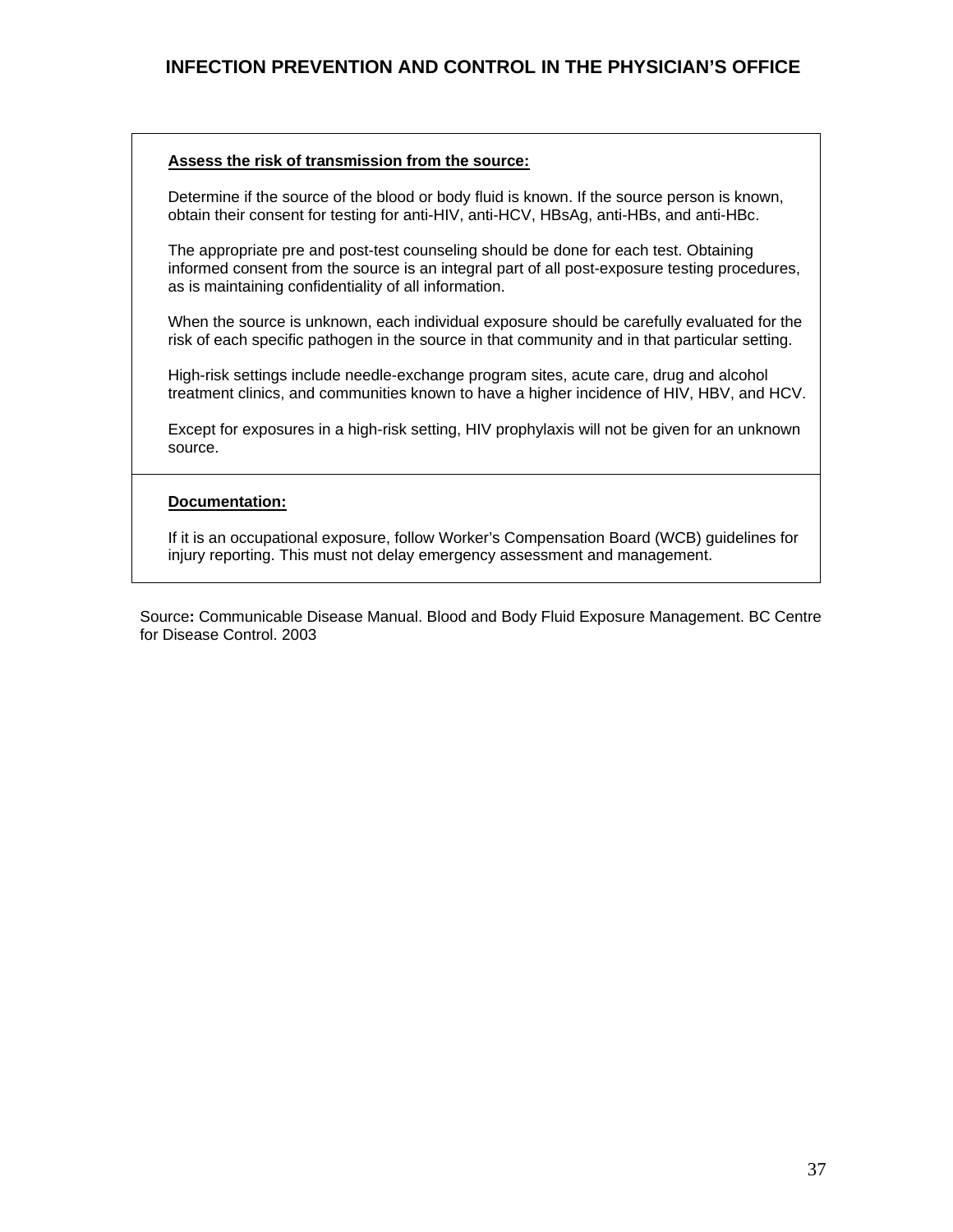**Assess the risk of transmission from the source:**

Determine if the source of the blood or body fluid is known. If the source person is known, obtain their consent for testing for anti-HIV, anti-HCV, HBsAg, anti-HBs, and anti-HBc.

The appropriate pre and post-test counseling should be done for each test. Obtaining informed consent from the source is an integral part of all post-exposure testing procedures, as is maintaining confidentiality of all information.

When the source is unknown, each individual exposure should be carefully evaluated for the risk of each specific pathogen in the source in that community and in that particular setting.

High-risk settings include needle-exchange program sites, acute care, drug and alcohol treatment clinics, and communities known to have a higher incidence of HIV, HBV, and HCV.

Except for exposures in a high-risk setting, HIV prophylaxis will not be given for an unknown source.

**Documentation:**

If it is an occupational exposure, follow Worker's Compensation Board (WCB) guidelines for injury reporting. This must not delay emergency assessment and management.

Source**:** Communicable Disease Manual. Blood and Body Fluid Exposure Management. BC Centre for Disease Control. 2003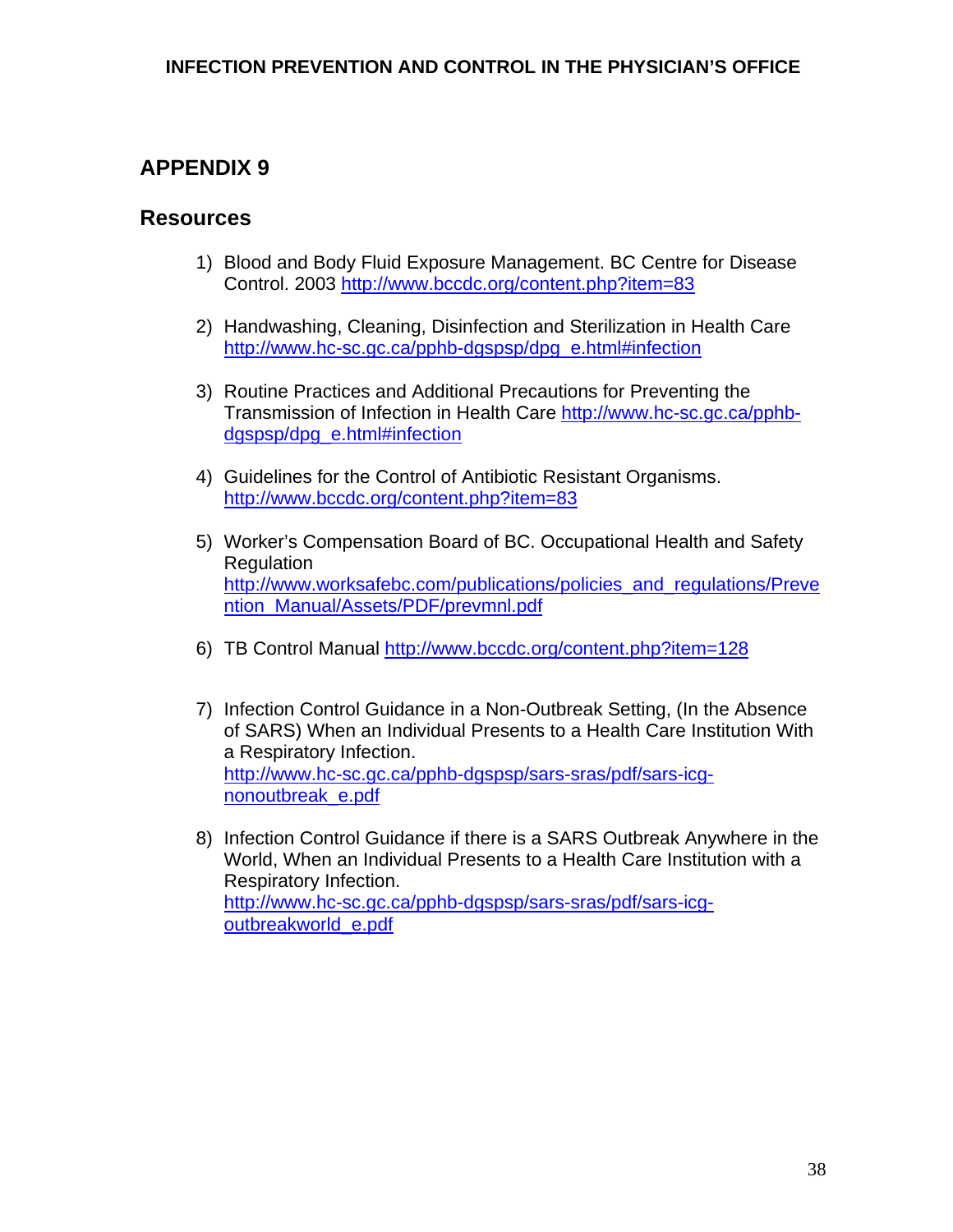## APPENDIX 9

## Resources

1) Blood and Body Fluid Exposure Management. BC Centre for Disease Control. 2003 http://www.bccdc.org/content.php?item=83

2) Handwashing, Cleaning, Disinfection and Sterilization in Health Care http://www.hc-sc.gc.ca/pphb-dgspsp/dpg_e.html#infection

3) Routine Practices and Additional Precautions for Preventing the Transmission of Infection in Health Care http://www.hc-sc.gc.ca/pphb-dgspsp/dpg_e.html#infection

4) Guidelines for the Control of Antibiotic Resistant Organisms. http://www.bccdc.org/content.php?item=83

5) Worker's Compensation Board of BC. Occupational Health and Safety Regulation http://www.worksafebc.com/publications/policies_and_regulations/Prevention_Manual/Assets/PDF/prevmnl.pdf

6) TB Control Manual http://www.bccdc.org/content.php?item=128

7) Infection Control Guidance in a Non-Outbreak Setting, (In the Absence of SARS) When an Individual Presents to a Health Care Institution With a Respiratory Infection. http://www.hc-sc.gc.ca/pphb-dgspsp/sars-sras/pdf/sars-icg-nonoutbreak_e.pdf

8) Infection Control Guidance if there is a SARS Outbreak Anywhere in the World, When an Individual Presents to a Health Care Institution with a Respiratory Infection. http://www.hc-sc.gc.ca/pphb-dgspsp/sars-sras/pdf/sars-icg-outbreakworld_e.pdf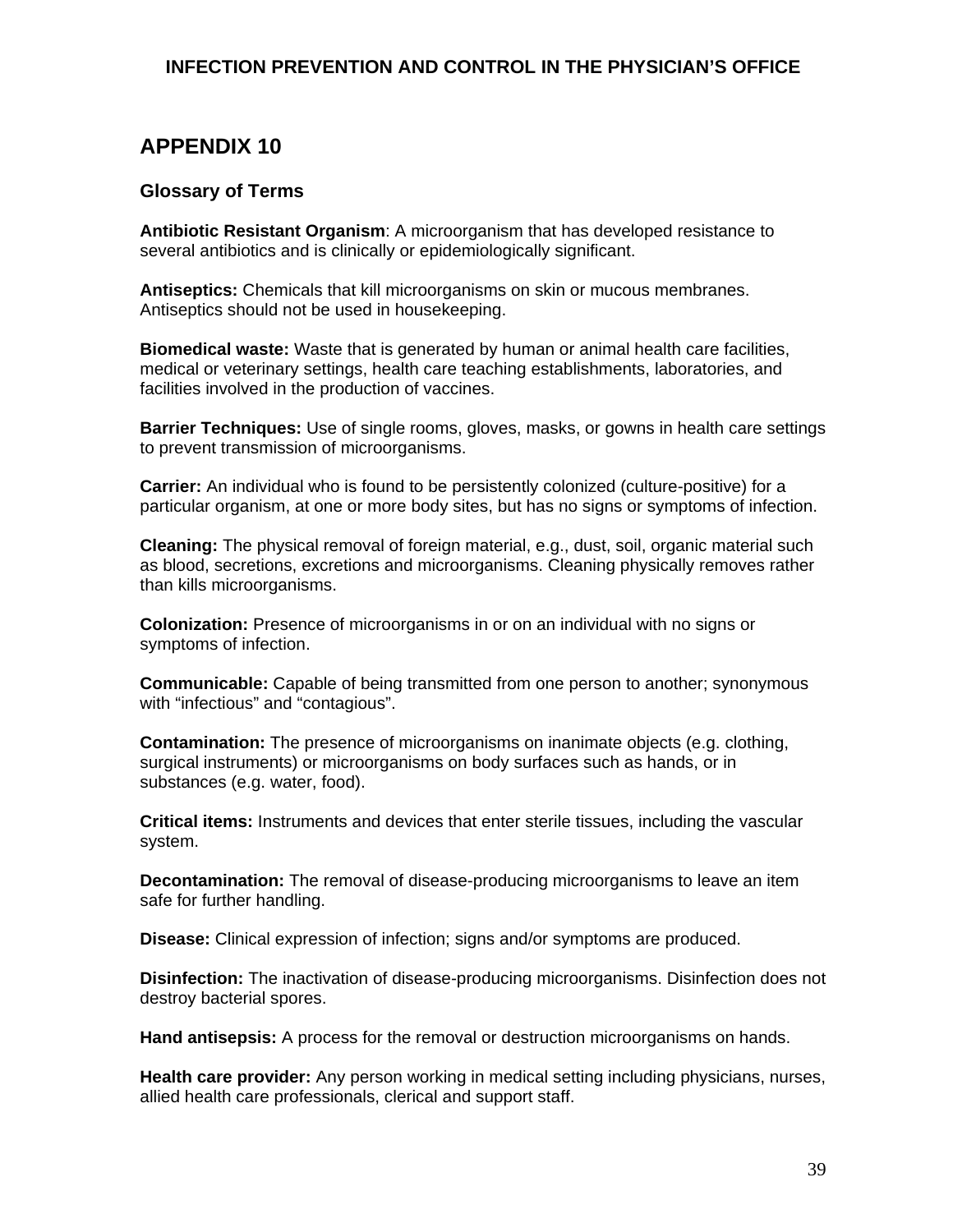## APPENDIX 10

### Glossary of Terms

**Antibiotic Resistant Organism**: A microorganism that has developed resistance to several antibiotics and is clinically or epidemiologically significant.

**Antiseptics:** Chemicals that kill microorganisms on skin or mucous membranes. Antiseptics should not be used in housekeeping.

**Biomedical waste:** Waste that is generated by human or animal health care facilities, medical or veterinary settings, health care teaching establishments, laboratories, and facilities involved in the production of vaccines.

**Barrier Techniques:** Use of single rooms, gloves, masks, or gowns in health care settings to prevent transmission of microorganisms.

**Carrier:** An individual who is found to be persistently colonized (culture-positive) for a particular organism, at one or more body sites, but has no signs or symptoms of infection.

**Cleaning:** The physical removal of foreign material, e.g., dust, soil, organic material such as blood, secretions, excretions and microorganisms. Cleaning physically removes rather than kills microorganisms.

**Colonization:** Presence of microorganisms in or on an individual with no signs or symptoms of infection.

**Communicable:** Capable of being transmitted from one person to another; synonymous with “infectious” and “contagious”.

**Contamination:** The presence of microorganisms on inanimate objects (e.g. clothing, surgical instruments) or microorganisms on body surfaces such as hands, or in substances (e.g. water, food).

**Critical items:** Instruments and devices that enter sterile tissues, including the vascular system.

**Decontamination:** The removal of disease-producing microorganisms to leave an item safe for further handling.

**Disease:** Clinical expression of infection; signs and/or symptoms are produced.

**Disinfection:** The inactivation of disease-producing microorganisms. Disinfection does not destroy bacterial spores.

**Hand antisepsis:** A process for the removal or destruction microorganisms on hands.

**Health care provider:** Any person working in medical setting including physicians, nurses, allied health care professionals, clerical and support staff.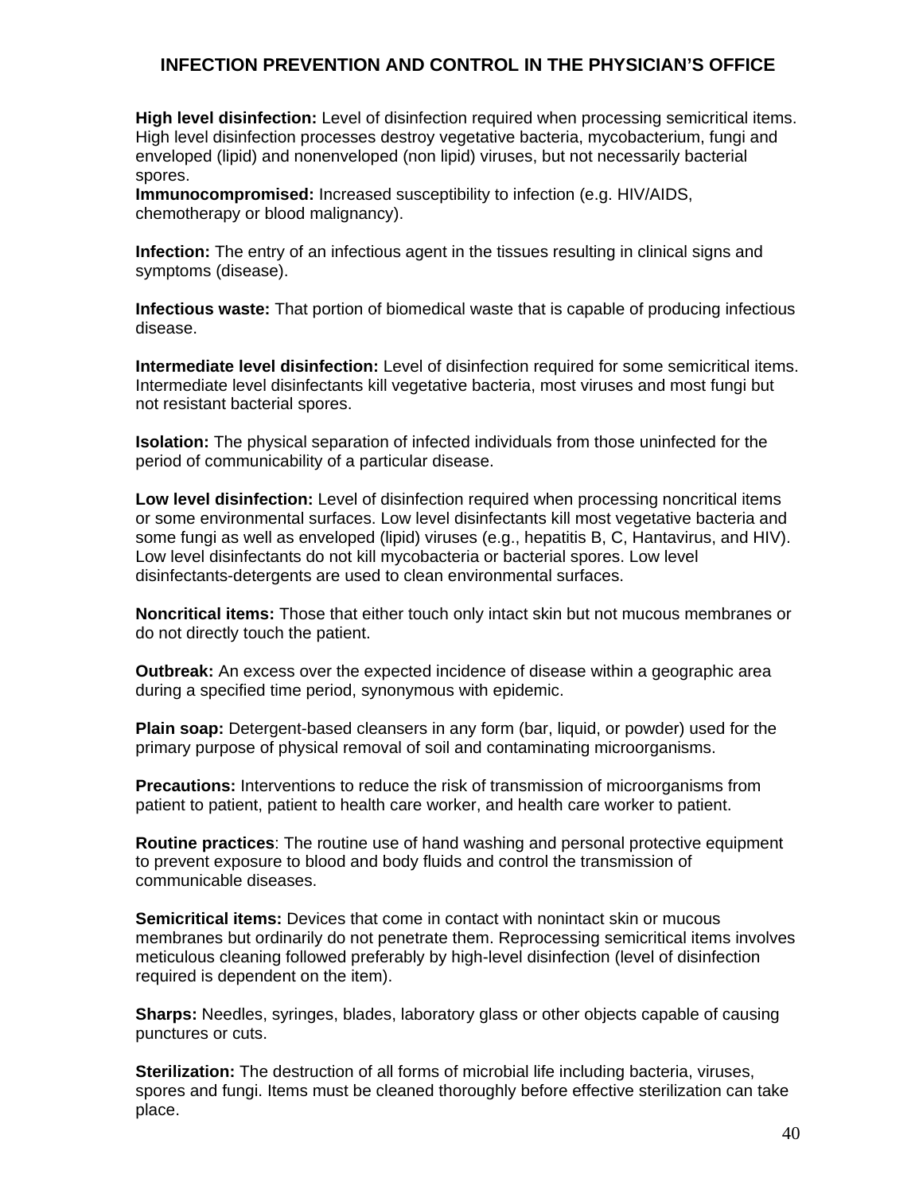**High level disinfection:** Level of disinfection required when processing semicritical items. High level disinfection processes destroy vegetative bacteria, mycobacterium, fungi and enveloped (lipid) and nonenveloped (non lipid) viruses, but not necessarily bacterial spores.

**Immunocompromised:** Increased susceptibility to infection (e.g. HIV/AIDS, chemotherapy or blood malignancy).

**Infection:** The entry of an infectious agent in the tissues resulting in clinical signs and symptoms (disease).

**Infectious waste:** That portion of biomedical waste that is capable of producing infectious disease.

**Intermediate level disinfection:** Level of disinfection required for some semicritical items. Intermediate level disinfectants kill vegetative bacteria, most viruses and most fungi but not resistant bacterial spores.

**Isolation:** The physical separation of infected individuals from those uninfected for the period of communicability of a particular disease.

**Low level disinfection:** Level of disinfection required when processing noncritical items or some environmental surfaces. Low level disinfectants kill most vegetative bacteria and some fungi as well as enveloped (lipid) viruses (e.g., hepatitis B, C, Hantavirus, and HIV). Low level disinfectants do not kill mycobacteria or bacterial spores. Low level disinfectants-detergents are used to clean environmental surfaces.

**Noncritical items:** Those that either touch only intact skin but not mucous membranes or do not directly touch the patient.

**Outbreak:** An excess over the expected incidence of disease within a geographic area during a specified time period, synonymous with epidemic.

**Plain soap:** Detergent-based cleansers in any form (bar, liquid, or powder) used for the primary purpose of physical removal of soil and contaminating microorganisms.

**Precautions:** Interventions to reduce the risk of transmission of microorganisms from patient to patient, patient to health care worker, and health care worker to patient.

**Routine practices**: The routine use of hand washing and personal protective equipment to prevent exposure to blood and body fluids and control the transmission of communicable diseases.

**Semicritical items:** Devices that come in contact with nonintact skin or mucous membranes but ordinarily do not penetrate them. Reprocessing semicritical items involves meticulous cleaning followed preferably by high-level disinfection (level of disinfection required is dependent on the item).

**Sharps:** Needles, syringes, blades, laboratory glass or other objects capable of causing punctures or cuts.

**Sterilization:** The destruction of all forms of microbial life including bacteria, viruses, spores and fungi. Items must be cleaned thoroughly before effective sterilization can take place.